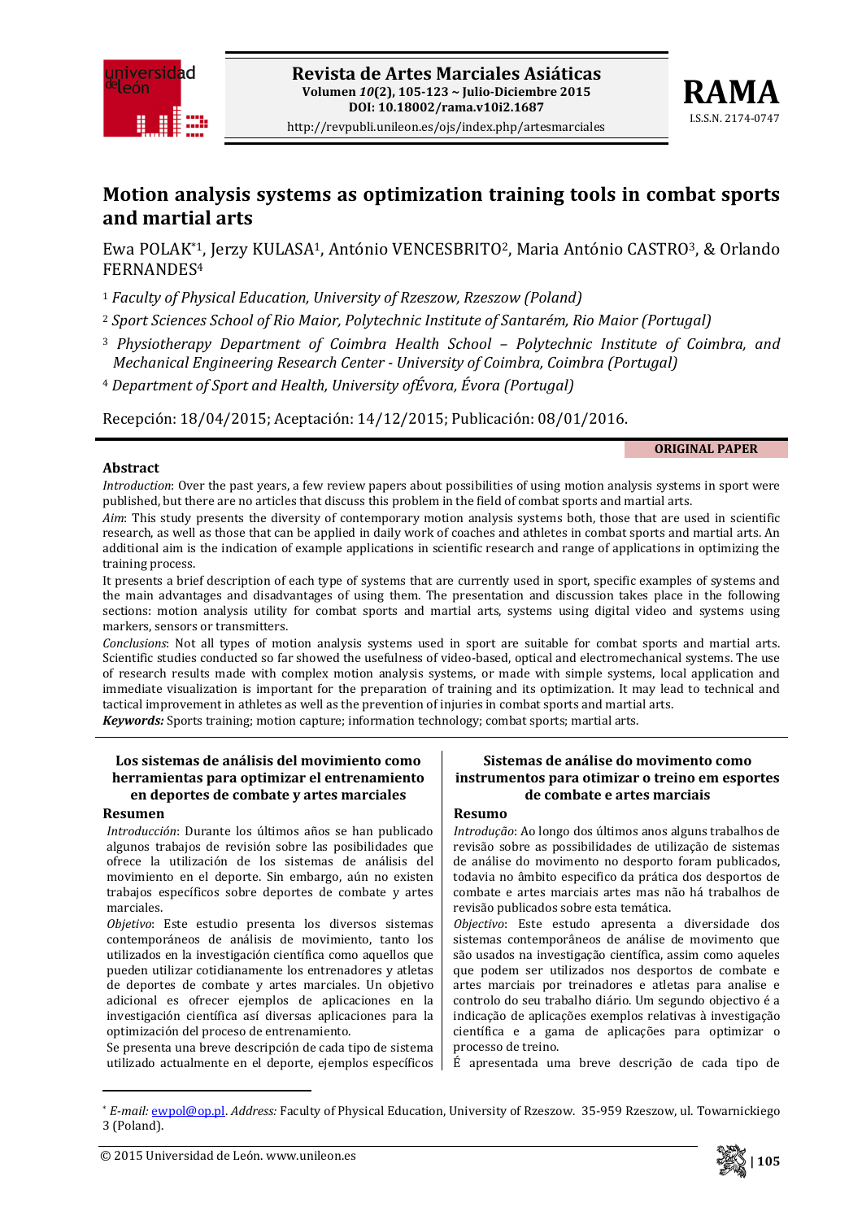Revista de Artes Marciales Asiáticas
Volumen *10*(2), 105-123 ~ Julio-Diciembre 2015
DOI: 10.18002/rama.v10i2.1687
http://revpubli.unileon.es/ojs/index.php/artesmarciales

RAMA
I.S.S.N. 2174-0747

# Motion analysis systems as optimization training tools in combat sports and martial arts

Ewa POLAK*[1], Jerzy KULASA[1], António VENCESBRITO[2], Maria António CASTRO[3], & Orlando FERNANDES[4]

[1] *Faculty of Physical Education, University of Rzeszow, Rzeszow (Poland)*
[2] *Sport Sciences School of Rio Maior, Polytechnic Institute of Santarém, Rio Maior (Portugal)*
[3] *Physiotherapy Department of Coimbra Health School – Polytechnic Institute of Coimbra, and Mechanical Engineering Research Center - University of Coimbra, Coimbra (Portugal)*
[4] *Department of Sport and Health, University ofÉvora, Évora (Portugal)*

Recepción: 18/04/2015; Aceptación: 14/12/2015; Publicación: 08/01/2016.

**ORIGINAL PAPER**

## Abstract

*Introduction*: Over the past years, a few review papers about possibilities of using motion analysis systems in sport were published, but there are no articles that discuss this problem in the field of combat sports and martial arts.

*Aim*: This study presents the diversity of contemporary motion analysis systems both, those that are used in scientific research, as well as those that can be applied in daily work of coaches and athletes in combat sports and martial arts. An additional aim is the indication of example applications in scientific research and range of applications in optimizing the training process.

It presents a brief description of each type of systems that are currently used in sport, specific examples of systems and the main advantages and disadvantages of using them. The presentation and discussion takes place in the following sections: motion analysis utility for combat sports and martial arts, systems using digital video and systems using markers, sensors or transmitters.

*Conclusions*: Not all types of motion analysis systems used in sport are suitable for combat sports and martial arts. Scientific studies conducted so far showed the usefulness of video-based, optical and electromechanical systems. The use of research results made with complex motion analysis systems, or made with simple systems, local application and immediate visualization is important for the preparation of training and its optimization. It may lead to technical and tactical improvement in athletes as well as the prevention of injuries in combat sports and martial arts.

***Keywords:*** Sports training; motion capture; information technology; combat sports; martial arts.

## Los sistemas de análisis del movimiento como herramientas para optimizar el entrenamiento en deportes de combate y artes marciales

### Resumen

*Introducción*: Durante los últimos años se han publicado algunos trabajos de revisión sobre las posibilidades que ofrece la utilización de los sistemas de análisis del movimiento en el deporte. Sin embargo, aún no existen trabajos específicos sobre deportes de combate y artes marciales.

*Objetivo*: Este estudio presenta los diversos sistemas contemporáneos de análisis de movimiento, tanto los utilizados en la investigación científica como aquellos que pueden utilizar cotidianamente los entrenadores y atletas de deportes de combate y artes marciales. Un objetivo adicional es ofrecer ejemplos de aplicaciones en la investigación científica así diversas aplicaciones para la optimización del proceso de entrenamiento.

Se presenta una breve descripción de cada tipo de sistema utilizado actualmente en el deporte, ejemplos específicos

## Sistemas de análise do movimento como instrumentos para otimizar o treino em esportes de combate e artes marciais

### Resumo

*Introdução*: Ao longo dos últimos anos alguns trabalhos de revisão sobre as possibilidades de utilização de sistemas de análise do movimento no desporto foram publicados, todavia no âmbito especifico da prática dos desportos de combate e artes marciais artes mas não há trabalhos de revisão publicados sobre esta temática.

*Objectivo*: Este estudo apresenta a diversidade dos sistemas contemporâneos de análise de movimento que são usados na investigação científica, assim como aqueles que podem ser utilizados nos desportos de combate e artes marciais por treinadores e atletas para analise e controlo do seu trabalho diário. Um segundo objectivo é a indicação de aplicações exemplos relativas à investigação científica e a gama de aplicações para optimizar o processo de treino.

É apresentada uma breve descrição de cada tipo de

---

\* *E-mail:* ewpol@op.pl. *Address:* Faculty of Physical Education, University of Rzeszow. 35-959 Rzeszow, ul. Towarnickiego 3 (Poland).

© 2015 Universidad de León. www.unileon.es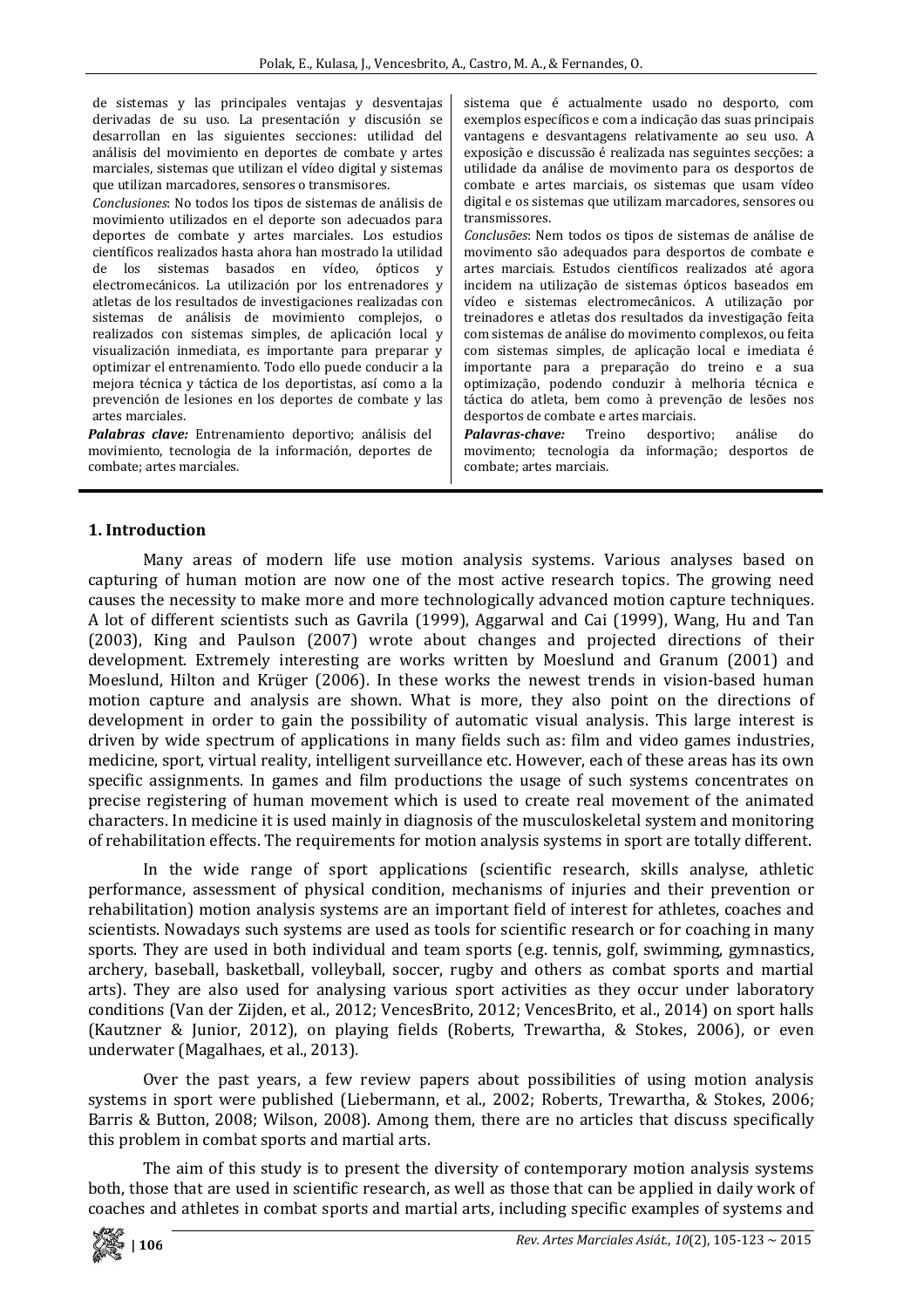de sistemas y las principales ventajas y desventajas derivadas de su uso. La presentación y discusión se desarrollan en las siguientes secciones: utilidad del análisis del movimiento en deportes de combate y artes marciales, sistemas que utilizan el vídeo digital y sistemas que utilizan marcadores, sensores o transmisores.

*Conclusiones*: No todos los tipos de sistemas de análisis de movimiento utilizados en el deporte son adecuados para deportes de combate y artes marciales. Los estudios científicos realizados hasta ahora han mostrado la utilidad de los sistemas basados en vídeo, ópticos y electromecánicos. La utilización por los entrenadores y atletas de los resultados de investigaciones realizadas con sistemas de análisis de movimiento complejos, o realizados con sistemas simples, de aplicación local y visualización inmediata, es importante para preparar y optimizar el entrenamiento. Todo ello puede conducir a la mejora técnica y táctica de los deportistas, así como a la prevención de lesiones en los deportes de combate y las artes marciales.

***Palabras clave:*** Entrenamiento deportivo; análisis del movimiento, tecnologia de la información, deportes de combate; artes marciales.

sistema que é actualmente usado no desporto, com exemplos específicos e com a indicação das suas principais vantagens e desvantagens relativamente ao seu uso. A exposição e discussão é realizada nas seguintes secções: a utilidade da análise de movimento para os desportos de combate e artes marciais, os sistemas que usam vídeo digital e os sistemas que utilizam marcadores, sensores ou transmissores.

*Conclusões*: Nem todos os tipos de sistemas de análise de movimento são adequados para desportos de combate e artes marciais. Estudos científicos realizados até agora incidem na utilização de sistemas ópticos baseados em vídeo e sistemas electromecânicos. A utilização por treinadores e atletas dos resultados da investigação feita com sistemas de análise do movimento complexos, ou feita com sistemas simples, de aplicação local e imediata é importante para a preparação do treino e a sua optimização, podendo conduzir à melhoria técnica e táctica do atleta, bem como à prevenção de lesões nos desportos de combate e artes marciais.

***Palavras-chave:*** Treino desportivo; análise do movimento; tecnologia da informação; desportos de combate; artes marciais.

## 1. Introduction

Many areas of modern life use motion analysis systems. Various analyses based on capturing of human motion are now one of the most active research topics. The growing need causes the necessity to make more and more technologically advanced motion capture techniques. A lot of different scientists such as Gavrila (1999), Aggarwal and Cai (1999), Wang, Hu and Tan (2003), King and Paulson (2007) wrote about changes and projected directions of their development. Extremely interesting are works written by Moeslund and Granum (2001) and Moeslund, Hilton and Krüger (2006). In these works the newest trends in vision-based human motion capture and analysis are shown. What is more, they also point on the directions of development in order to gain the possibility of automatic visual analysis. This large interest is driven by wide spectrum of applications in many fields such as: film and video games industries, medicine, sport, virtual reality, intelligent surveillance etc. However, each of these areas has its own specific assignments. In games and film productions the usage of such systems concentrates on precise registering of human movement which is used to create real movement of the animated characters. In medicine it is used mainly in diagnosis of the musculoskeletal system and monitoring of rehabilitation effects. The requirements for motion analysis systems in sport are totally different.

In the wide range of sport applications (scientific research, skills analyse, athletic performance, assessment of physical condition, mechanisms of injuries and their prevention or rehabilitation) motion analysis systems are an important field of interest for athletes, coaches and scientists. Nowadays such systems are used as tools for scientific research or for coaching in many sports. They are used in both individual and team sports (e.g. tennis, golf, swimming, gymnastics, archery, baseball, basketball, volleyball, soccer, rugby and others as combat sports and martial arts). They are also used for analysing various sport activities as they occur under laboratory conditions (Van der Zijden, et al., 2012; VencesBrito, 2012; VencesBrito, et al., 2014) on sport halls (Kautzner & Junior, 2012), on playing fields (Roberts, Trewartha, & Stokes, 2006), or even underwater (Magalhaes, et al., 2013).

Over the past years, a few review papers about possibilities of using motion analysis systems in sport were published (Liebermann, et al., 2002; Roberts, Trewartha, & Stokes, 2006; Barris & Button, 2008; Wilson, 2008). Among them, there are no articles that discuss specifically this problem in combat sports and martial arts.

The aim of this study is to present the diversity of contemporary motion analysis systems both, those that are used in scientific research, as well as those that can be applied in daily work of coaches and athletes in combat sports and martial arts, including specific examples of systems and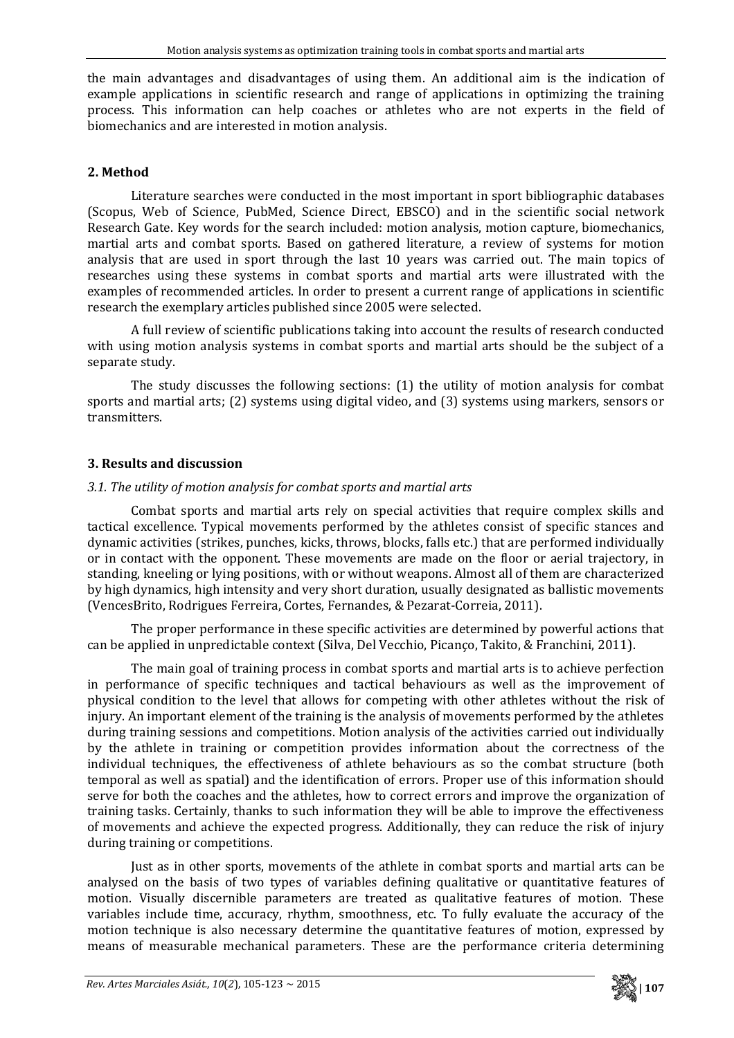the main advantages and disadvantages of using them. An additional aim is the indication of example applications in scientific research and range of applications in optimizing the training process. This information can help coaches or athletes who are not experts in the field of biomechanics and are interested in motion analysis.

## 2. Method

Literature searches were conducted in the most important in sport bibliographic databases (Scopus, Web of Science, PubMed, Science Direct, EBSCO) and in the scientific social network Research Gate. Key words for the search included: motion analysis, motion capture, biomechanics, martial arts and combat sports. Based on gathered literature, a review of systems for motion analysis that are used in sport through the last 10 years was carried out. The main topics of researches using these systems in combat sports and martial arts were illustrated with the examples of recommended articles. In order to present a current range of applications in scientific research the exemplary articles published since 2005 were selected.

A full review of scientific publications taking into account the results of research conducted with using motion analysis systems in combat sports and martial arts should be the subject of a separate study.

The study discusses the following sections: (1) the utility of motion analysis for combat sports and martial arts; (2) systems using digital video, and (3) systems using markers, sensors or transmitters.

## 3. Results and discussion

### *3.1. The utility of motion analysis for combat sports and martial arts*

Combat sports and martial arts rely on special activities that require complex skills and tactical excellence. Typical movements performed by the athletes consist of specific stances and dynamic activities (strikes, punches, kicks, throws, blocks, falls etc.) that are performed individually or in contact with the opponent. These movements are made on the floor or aerial trajectory, in standing, kneeling or lying positions, with or without weapons. Almost all of them are characterized by high dynamics, high intensity and very short duration, usually designated as ballistic movements (VencesBrito, Rodrigues Ferreira, Cortes, Fernandes, & Pezarat-Correia, 2011).

The proper performance in these specific activities are determined by powerful actions that can be applied in unpredictable context (Silva, Del Vecchio, Picanço, Takito, & Franchini, 2011).

The main goal of training process in combat sports and martial arts is to achieve perfection in performance of specific techniques and tactical behaviours as well as the improvement of physical condition to the level that allows for competing with other athletes without the risk of injury. An important element of the training is the analysis of movements performed by the athletes during training sessions and competitions. Motion analysis of the activities carried out individually by the athlete in training or competition provides information about the correctness of the individual techniques, the effectiveness of athlete behaviours as so the combat structure (both temporal as well as spatial) and the identification of errors. Proper use of this information should serve for both the coaches and the athletes, how to correct errors and improve the organization of training tasks. Certainly, thanks to such information they will be able to improve the effectiveness of movements and achieve the expected progress. Additionally, they can reduce the risk of injury during training or competitions.

Just as in other sports, movements of the athlete in combat sports and martial arts can be analysed on the basis of two types of variables defining qualitative or quantitative features of motion. Visually discernible parameters are treated as qualitative features of motion. These variables include time, accuracy, rhythm, smoothness, etc. To fully evaluate the accuracy of the motion technique is also necessary determine the quantitative features of motion, expressed by means of measurable mechanical parameters. These are the performance criteria determining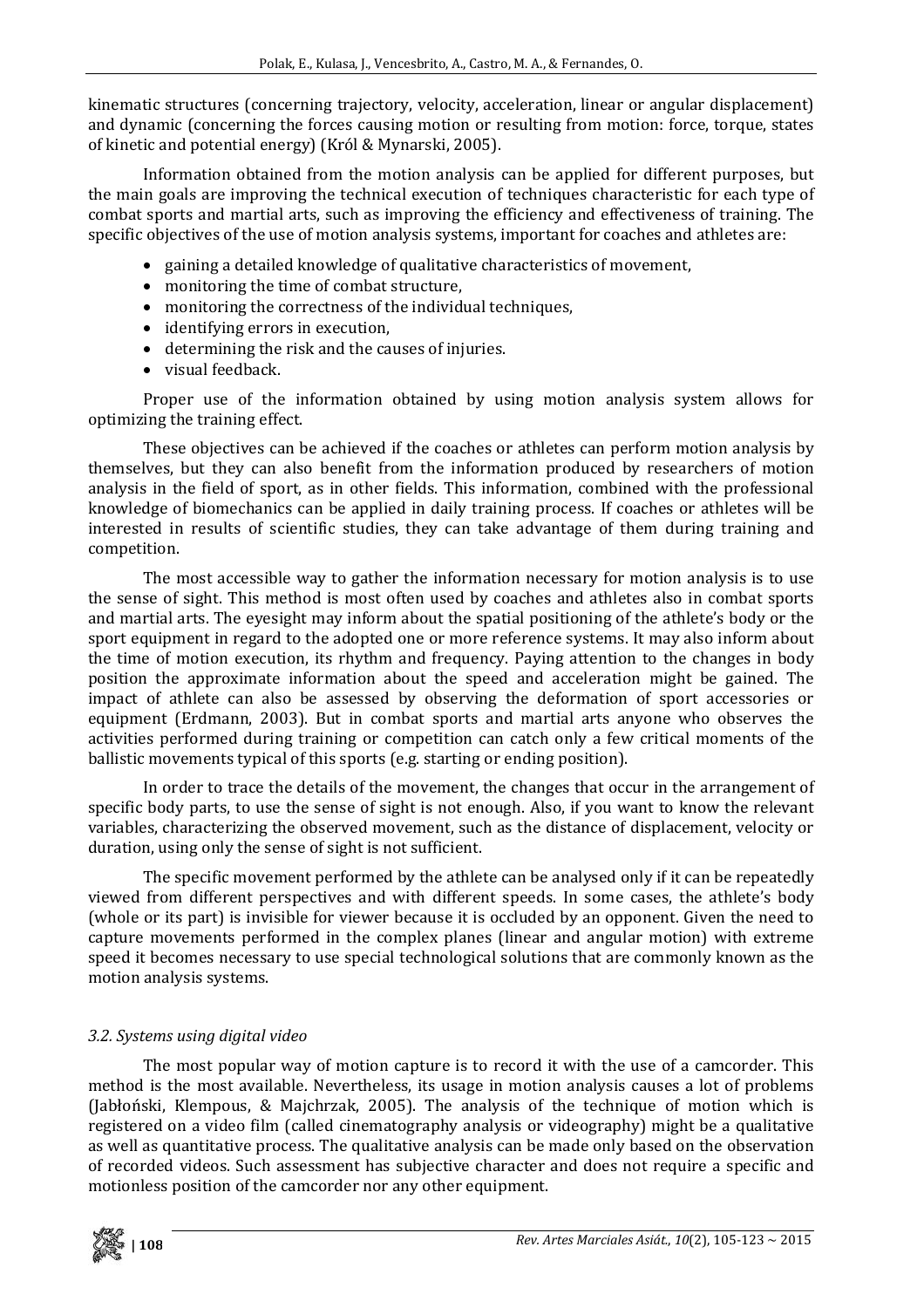kinematic structures (concerning trajectory, velocity, acceleration, linear or angular displacement) and dynamic (concerning the forces causing motion or resulting from motion: force, torque, states of kinetic and potential energy) (Król & Mynarski, 2005).

Information obtained from the motion analysis can be applied for different purposes, but the main goals are improving the technical execution of techniques characteristic for each type of combat sports and martial arts, such as improving the efficiency and effectiveness of training. The specific objectives of the use of motion analysis systems, important for coaches and athletes are:

- gaining a detailed knowledge of qualitative characteristics of movement,
- monitoring the time of combat structure,
- monitoring the correctness of the individual techniques,
- identifying errors in execution,
- determining the risk and the causes of injuries.
- visual feedback.

Proper use of the information obtained by using motion analysis system allows for optimizing the training effect.

These objectives can be achieved if the coaches or athletes can perform motion analysis by themselves, but they can also benefit from the information produced by researchers of motion analysis in the field of sport, as in other fields. This information, combined with the professional knowledge of biomechanics can be applied in daily training process. If coaches or athletes will be interested in results of scientific studies, they can take advantage of them during training and competition.

The most accessible way to gather the information necessary for motion analysis is to use the sense of sight. This method is most often used by coaches and athletes also in combat sports and martial arts. The eyesight may inform about the spatial positioning of the athlete's body or the sport equipment in regard to the adopted one or more reference systems. It may also inform about the time of motion execution, its rhythm and frequency. Paying attention to the changes in body position the approximate information about the speed and acceleration might be gained. The impact of athlete can also be assessed by observing the deformation of sport accessories or equipment (Erdmann, 2003). But in combat sports and martial arts anyone who observes the activities performed during training or competition can catch only a few critical moments of the ballistic movements typical of this sports (e.g. starting or ending position).

In order to trace the details of the movement, the changes that occur in the arrangement of specific body parts, to use the sense of sight is not enough. Also, if you want to know the relevant variables, characterizing the observed movement, such as the distance of displacement, velocity or duration, using only the sense of sight is not sufficient.

The specific movement performed by the athlete can be analysed only if it can be repeatedly viewed from different perspectives and with different speeds. In some cases, the athlete's body (whole or its part) is invisible for viewer because it is occluded by an opponent. Given the need to capture movements performed in the complex planes (linear and angular motion) with extreme speed it becomes necessary to use special technological solutions that are commonly known as the motion analysis systems.

### *3.2. Systems using digital video*

The most popular way of motion capture is to record it with the use of a camcorder. This method is the most available. Nevertheless, its usage in motion analysis causes a lot of problems (Jabłoński, Klempous, & Majchrzak, 2005). The analysis of the technique of motion which is registered on a video film (called cinematography analysis or videography) might be a qualitative as well as quantitative process. The qualitative analysis can be made only based on the observation of recorded videos. Such assessment has subjective character and does not require a specific and motionless position of the camcorder nor any other equipment.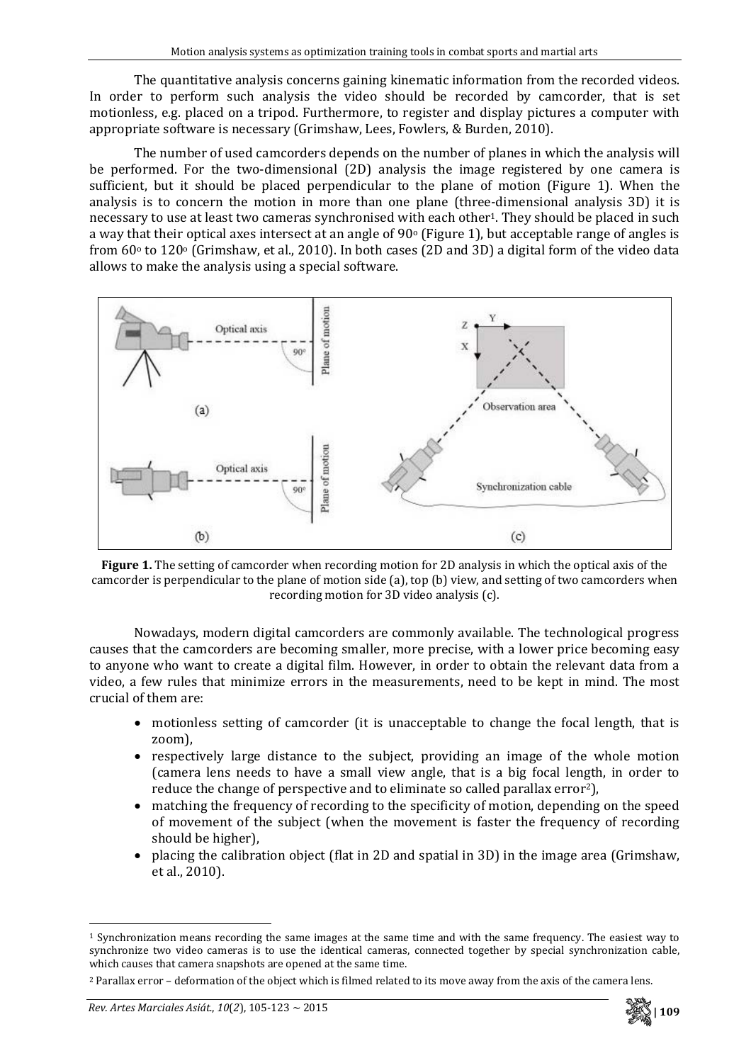The quantitative analysis concerns gaining kinematic information from the recorded videos. In order to perform such analysis the video should be recorded by camcorder, that is set motionless, e.g. placed on a tripod. Furthermore, to register and display pictures a computer with appropriate software is necessary (Grimshaw, Lees, Fowlers, & Burden, 2010).

The number of used camcorders depends on the number of planes in which the analysis will be performed. For the two-dimensional (2D) analysis the image registered by one camera is sufficient, but it should be placed perpendicular to the plane of motion (Figure 1). When the analysis is to concern the motion in more than one plane (three-dimensional analysis 3D) it is necessary to use at least two cameras synchronised with each other[1]. They should be placed in such a way that their optical axes intersect at an angle of 90° (Figure 1), but acceptable range of angles is from 60° to 120° (Grimshaw, et al., 2010). In both cases (2D and 3D) a digital form of the video data allows to make the analysis using a special software.

**Figure 1.** The setting of camcorder when recording motion for 2D analysis in which the optical axis of the camcorder is perpendicular to the plane of motion side (a), top (b) view, and setting of two camcorders when recording motion for 3D video analysis (c).

Nowadays, modern digital camcorders are commonly available. The technological progress causes that the camcorders are becoming smaller, more precise, with a lower price becoming easy to anyone who want to create a digital film. However, in order to obtain the relevant data from a video, a few rules that minimize errors in the measurements, need to be kept in mind. The most crucial of them are:

- motionless setting of camcorder (it is unacceptable to change the focal length, that is zoom),
- respectively large distance to the subject, providing an image of the whole motion (camera lens needs to have a small view angle, that is a big focal length, in order to reduce the change of perspective and to eliminate so called parallax error[2]),
- matching the frequency of recording to the specificity of motion, depending on the speed of movement of the subject (when the movement is faster the frequency of recording should be higher),
- placing the calibration object (flat in 2D and spatial in 3D) in the image area (Grimshaw, et al., 2010).

[1] Synchronization means recording the same images at the same time and with the same frequency. The easiest way to synchronize two video cameras is to use the identical cameras, connected together by special synchronization cable, which causes that camera snapshots are opened at the same time.

[2] Parallax error – deformation of the object which is filmed related to its move away from the axis of the camera lens.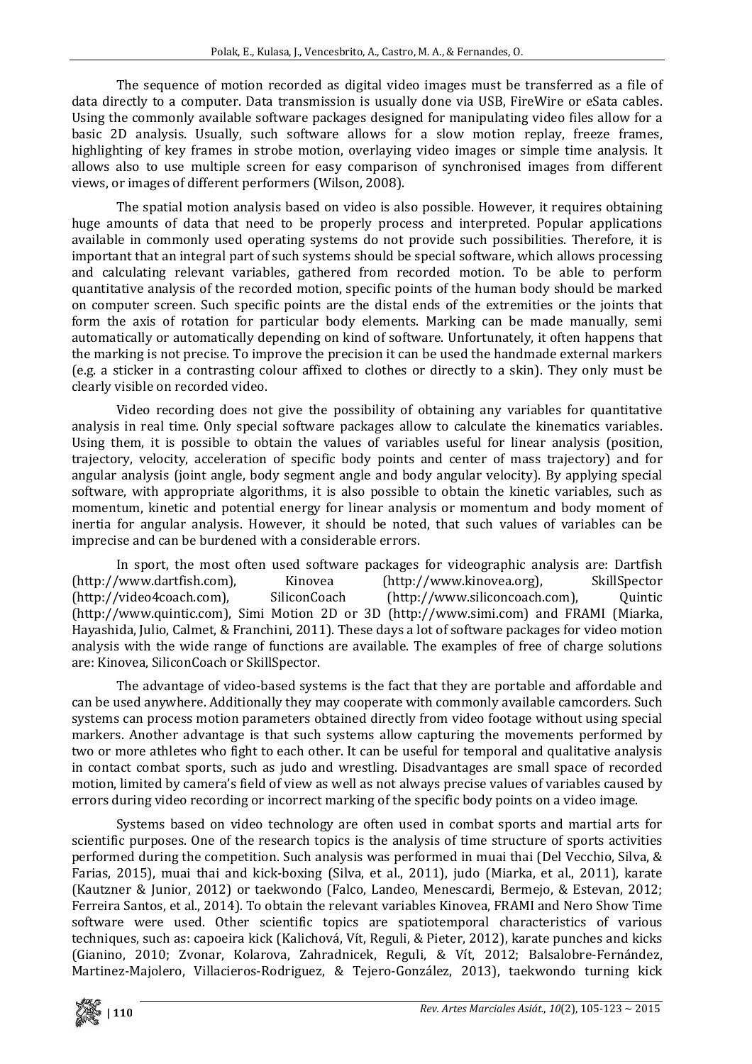The sequence of motion recorded as digital video images must be transferred as a file of data directly to a computer. Data transmission is usually done via USB, FireWire or eSata cables. Using the commonly available software packages designed for manipulating video files allow for a basic 2D analysis. Usually, such software allows for a slow motion replay, freeze frames, highlighting of key frames in strobe motion, overlaying video images or simple time analysis. It allows also to use multiple screen for easy comparison of synchronised images from different views, or images of different performers (Wilson, 2008).

The spatial motion analysis based on video is also possible. However, it requires obtaining huge amounts of data that need to be properly process and interpreted. Popular applications available in commonly used operating systems do not provide such possibilities. Therefore, it is important that an integral part of such systems should be special software, which allows processing and calculating relevant variables, gathered from recorded motion. To be able to perform quantitative analysis of the recorded motion, specific points of the human body should be marked on computer screen. Such specific points are the distal ends of the extremities or the joints that form the axis of rotation for particular body elements. Marking can be made manually, semi automatically or automatically depending on kind of software. Unfortunately, it often happens that the marking is not precise. To improve the precision it can be used the handmade external markers (e.g. a sticker in a contrasting colour affixed to clothes or directly to a skin). They only must be clearly visible on recorded video.

Video recording does not give the possibility of obtaining any variables for quantitative analysis in real time. Only special software packages allow to calculate the kinematics variables. Using them, it is possible to obtain the values of variables useful for linear analysis (position, trajectory, velocity, acceleration of specific body points and center of mass trajectory) and for angular analysis (joint angle, body segment angle and body angular velocity). By applying special software, with appropriate algorithms, it is also possible to obtain the kinetic variables, such as momentum, kinetic and potential energy for linear analysis or momentum and body moment of inertia for angular analysis. However, it should be noted, that such values of variables can be imprecise and can be burdened with a considerable errors.

In sport, the most often used software packages for videographic analysis are: Dartfish (http://www.dartfish.com), Kinovea (http://www.kinovea.org), SkillSpector (http://video4coach.com), SiliconCoach (http://www.siliconcoach.com), Quintic (http://www.quintic.com), Simi Motion 2D or 3D (http://www.simi.com) and FRAMI (Miarka, Hayashida, Julio, Calmet, & Franchini, 2011). These days a lot of software packages for video motion analysis with the wide range of functions are available. The examples of free of charge solutions are: Kinovea, SiliconCoach or SkillSpector.

The advantage of video-based systems is the fact that they are portable and affordable and can be used anywhere. Additionally they may cooperate with commonly available camcorders. Such systems can process motion parameters obtained directly from video footage without using special markers. Another advantage is that such systems allow capturing the movements performed by two or more athletes who fight to each other. It can be useful for temporal and qualitative analysis in contact combat sports, such as judo and wrestling. Disadvantages are small space of recorded motion, limited by camera's field of view as well as not always precise values of variables caused by errors during video recording or incorrect marking of the specific body points on a video image.

Systems based on video technology are often used in combat sports and martial arts for scientific purposes. One of the research topics is the analysis of time structure of sports activities performed during the competition. Such analysis was performed in muai thai (Del Vecchio, Silva, & Farias, 2015), muai thai and kick-boxing (Silva, et al., 2011), judo (Miarka, et al., 2011), karate (Kautzner & Junior, 2012) or taekwondo (Falco, Landeo, Menescardi, Bermejo, & Estevan, 2012; Ferreira Santos, et al., 2014). To obtain the relevant variables Kinovea, FRAMI and Nero Show Time software were used. Other scientific topics are spatiotemporal characteristics of various techniques, such as: capoeira kick (Kalichová, Vít, Reguli, & Pieter, 2012), karate punches and kicks (Gianino, 2010; Zvonar, Kolarova, Zahradnicek, Reguli, & Vít, 2012; Balsalobre-Fernández, Martinez-Majolero, Villacieros-Rodriguez, & Tejero-González, 2013), taekwondo turning kick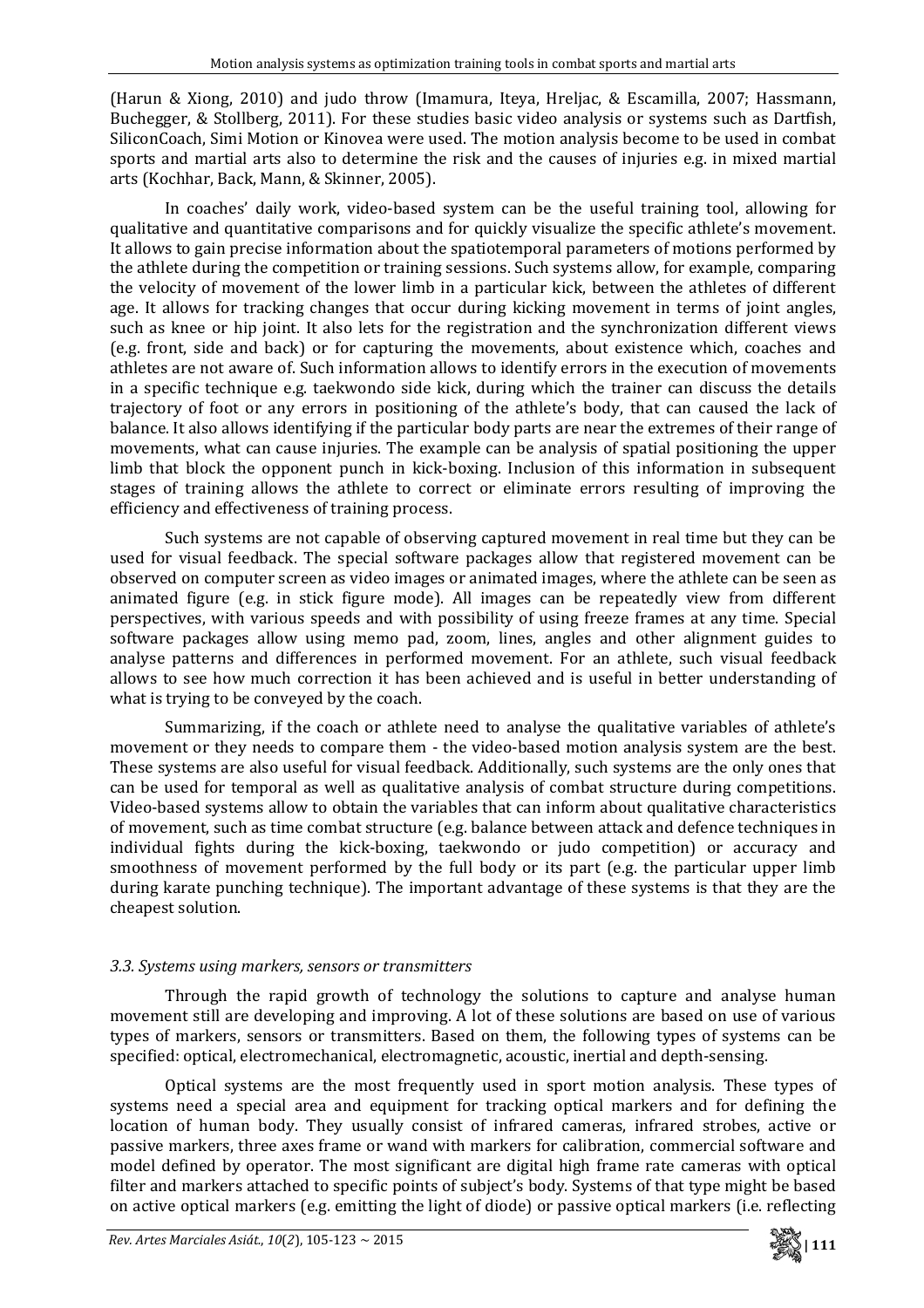(Harun & Xiong, 2010) and judo throw (Imamura, Iteya, Hreljac, & Escamilla, 2007; Hassmann, Buchegger, & Stollberg, 2011). For these studies basic video analysis or systems such as Dartfish, SiliconCoach, Simi Motion or Kinovea were used. The motion analysis become to be used in combat sports and martial arts also to determine the risk and the causes of injuries e.g. in mixed martial arts (Kochhar, Back, Mann, & Skinner, 2005).

In coaches' daily work, video-based system can be the useful training tool, allowing for qualitative and quantitative comparisons and for quickly visualize the specific athlete's movement. It allows to gain precise information about the spatiotemporal parameters of motions performed by the athlete during the competition or training sessions. Such systems allow, for example, comparing the velocity of movement of the lower limb in a particular kick, between the athletes of different age. It allows for tracking changes that occur during kicking movement in terms of joint angles, such as knee or hip joint. It also lets for the registration and the synchronization different views (e.g. front, side and back) or for capturing the movements, about existence which, coaches and athletes are not aware of. Such information allows to identify errors in the execution of movements in a specific technique e.g. taekwondo side kick, during which the trainer can discuss the details trajectory of foot or any errors in positioning of the athlete's body, that can caused the lack of balance. It also allows identifying if the particular body parts are near the extremes of their range of movements, what can cause injuries. The example can be analysis of spatial positioning the upper limb that block the opponent punch in kick-boxing. Inclusion of this information in subsequent stages of training allows the athlete to correct or eliminate errors resulting of improving the efficiency and effectiveness of training process.

Such systems are not capable of observing captured movement in real time but they can be used for visual feedback. The special software packages allow that registered movement can be observed on computer screen as video images or animated images, where the athlete can be seen as animated figure (e.g. in stick figure mode). All images can be repeatedly view from different perspectives, with various speeds and with possibility of using freeze frames at any time. Special software packages allow using memo pad, zoom, lines, angles and other alignment guides to analyse patterns and differences in performed movement. For an athlete, such visual feedback allows to see how much correction it has been achieved and is useful in better understanding of what is trying to be conveyed by the coach.

Summarizing, if the coach or athlete need to analyse the qualitative variables of athlete's movement or they needs to compare them - the video-based motion analysis system are the best. These systems are also useful for visual feedback. Additionally, such systems are the only ones that can be used for temporal as well as qualitative analysis of combat structure during competitions. Video-based systems allow to obtain the variables that can inform about qualitative characteristics of movement, such as time combat structure (e.g. balance between attack and defence techniques in individual fights during the kick-boxing, taekwondo or judo competition) or accuracy and smoothness of movement performed by the full body or its part (e.g. the particular upper limb during karate punching technique). The important advantage of these systems is that they are the cheapest solution.

### *3.3. Systems using markers, sensors or transmitters*

Through the rapid growth of technology the solutions to capture and analyse human movement still are developing and improving. A lot of these solutions are based on use of various types of markers, sensors or transmitters. Based on them, the following types of systems can be specified: optical, electromechanical, electromagnetic, acoustic, inertial and depth-sensing.

Optical systems are the most frequently used in sport motion analysis. These types of systems need a special area and equipment for tracking optical markers and for defining the location of human body. They usually consist of infrared cameras, infrared strobes, active or passive markers, three axes frame or wand with markers for calibration, commercial software and model defined by operator. The most significant are digital high frame rate cameras with optical filter and markers attached to specific points of subject's body. Systems of that type might be based on active optical markers (e.g. emitting the light of diode) or passive optical markers (i.e. reflecting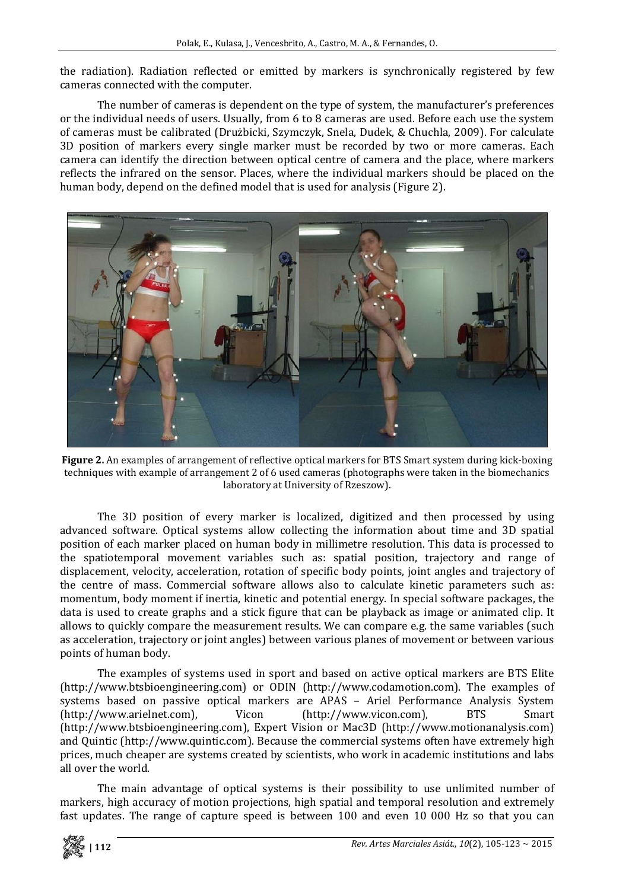the radiation). Radiation reflected or emitted by markers is synchronically registered by few cameras connected with the computer.

The number of cameras is dependent on the type of system, the manufacturer's preferences or the individual needs of users. Usually, from 6 to 8 cameras are used. Before each use the system of cameras must be calibrated (Drużbicki, Szymczyk, Snela, Dudek, & Chuchla, 2009). For calculate 3D position of markers every single marker must be recorded by two or more cameras. Each camera can identify the direction between optical centre of camera and the place, where markers reflects the infrared on the sensor. Places, where the individual markers should be placed on the human body, depend on the defined model that is used for analysis (Figure 2).

**Figure 2.** An examples of arrangement of reflective optical markers for BTS Smart system during kick-boxing techniques with example of arrangement 2 of 6 used cameras (photographs were taken in the biomechanics laboratory at University of Rzeszow).

The 3D position of every marker is localized, digitized and then processed by using advanced software. Optical systems allow collecting the information about time and 3D spatial position of each marker placed on human body in millimetre resolution. This data is processed to the spatiotemporal movement variables such as: spatial position, trajectory and range of displacement, velocity, acceleration, rotation of specific body points, joint angles and trajectory of the centre of mass. Commercial software allows also to calculate kinetic parameters such as: momentum, body moment if inertia, kinetic and potential energy. In special software packages, the data is used to create graphs and a stick figure that can be playback as image or animated clip. It allows to quickly compare the measurement results. We can compare e.g. the same variables (such as acceleration, trajectory or joint angles) between various planes of movement or between various points of human body.

The examples of systems used in sport and based on active optical markers are BTS Elite (http://www.btsbioengineering.com) or ODIN (http://www.codamotion.com). The examples of systems based on passive optical markers are APAS – Ariel Performance Analysis System (http://www.arielnet.com), Vicon (http://www.vicon.com), BTS Smart (http://www.btsbioengineering.com), Expert Vision or Mac3D (http://www.motionanalysis.com) and Quintic (http://www.quintic.com). Because the commercial systems often have extremely high prices, much cheaper are systems created by scientists, who work in academic institutions and labs all over the world.

The main advantage of optical systems is their possibility to use unlimited number of markers, high accuracy of motion projections, high spatial and temporal resolution and extremely fast updates. The range of capture speed is between 100 and even 10 000 Hz so that you can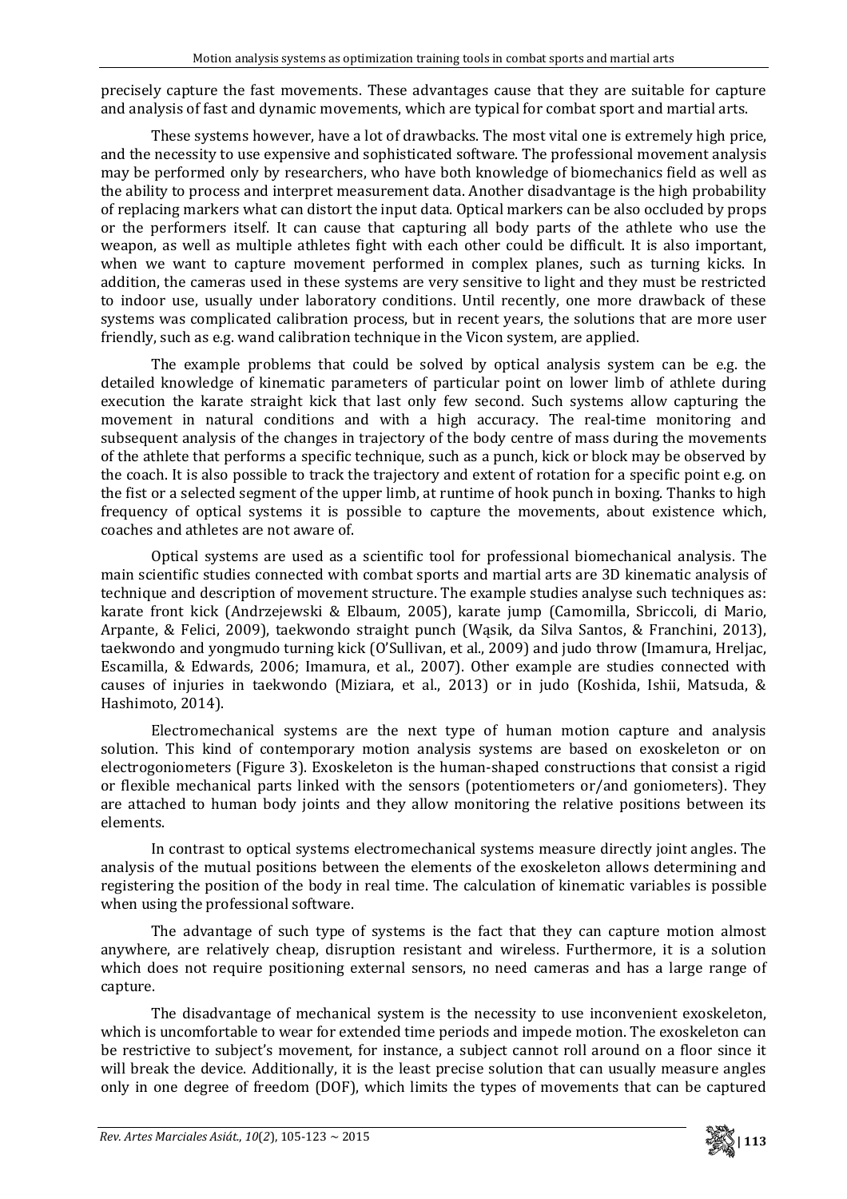precisely capture the fast movements. These advantages cause that they are suitable for capture and analysis of fast and dynamic movements, which are typical for combat sport and martial arts.

These systems however, have a lot of drawbacks. The most vital one is extremely high price, and the necessity to use expensive and sophisticated software. The professional movement analysis may be performed only by researchers, who have both knowledge of biomechanics field as well as the ability to process and interpret measurement data. Another disadvantage is the high probability of replacing markers what can distort the input data. Optical markers can be also occluded by props or the performers itself. It can cause that capturing all body parts of the athlete who use the weapon, as well as multiple athletes fight with each other could be difficult. It is also important, when we want to capture movement performed in complex planes, such as turning kicks. In addition, the cameras used in these systems are very sensitive to light and they must be restricted to indoor use, usually under laboratory conditions. Until recently, one more drawback of these systems was complicated calibration process, but in recent years, the solutions that are more user friendly, such as e.g. wand calibration technique in the Vicon system, are applied.

The example problems that could be solved by optical analysis system can be e.g. the detailed knowledge of kinematic parameters of particular point on lower limb of athlete during execution the karate straight kick that last only few second. Such systems allow capturing the movement in natural conditions and with a high accuracy. The real-time monitoring and subsequent analysis of the changes in trajectory of the body centre of mass during the movements of the athlete that performs a specific technique, such as a punch, kick or block may be observed by the coach. It is also possible to track the trajectory and extent of rotation for a specific point e.g. on the fist or a selected segment of the upper limb, at runtime of hook punch in boxing. Thanks to high frequency of optical systems it is possible to capture the movements, about existence which, coaches and athletes are not aware of.

Optical systems are used as a scientific tool for professional biomechanical analysis. The main scientific studies connected with combat sports and martial arts are 3D kinematic analysis of technique and description of movement structure. The example studies analyse such techniques as: karate front kick (Andrzejewski & Elbaum, 2005), karate jump (Camomilla, Sbriccoli, di Mario, Arpante, & Felici, 2009), taekwondo straight punch (Wąsik, da Silva Santos, & Franchini, 2013), taekwondo and yongmudo turning kick (O'Sullivan, et al., 2009) and judo throw (Imamura, Hreljac, Escamilla, & Edwards, 2006; Imamura, et al., 2007). Other example are studies connected with causes of injuries in taekwondo (Miziara, et al., 2013) or in judo (Koshida, Ishii, Matsuda, & Hashimoto, 2014).

Electromechanical systems are the next type of human motion capture and analysis solution. This kind of contemporary motion analysis systems are based on exoskeleton or on electrogoniometers (Figure 3). Exoskeleton is the human-shaped constructions that consist a rigid or flexible mechanical parts linked with the sensors (potentiometers or/and goniometers). They are attached to human body joints and they allow monitoring the relative positions between its elements.

In contrast to optical systems electromechanical systems measure directly joint angles. The analysis of the mutual positions between the elements of the exoskeleton allows determining and registering the position of the body in real time. The calculation of kinematic variables is possible when using the professional software.

The advantage of such type of systems is the fact that they can capture motion almost anywhere, are relatively cheap, disruption resistant and wireless. Furthermore, it is a solution which does not require positioning external sensors, no need cameras and has a large range of capture.

The disadvantage of mechanical system is the necessity to use inconvenient exoskeleton, which is uncomfortable to wear for extended time periods and impede motion. The exoskeleton can be restrictive to subject's movement, for instance, a subject cannot roll around on a floor since it will break the device. Additionally, it is the least precise solution that can usually measure angles only in one degree of freedom (DOF), which limits the types of movements that can be captured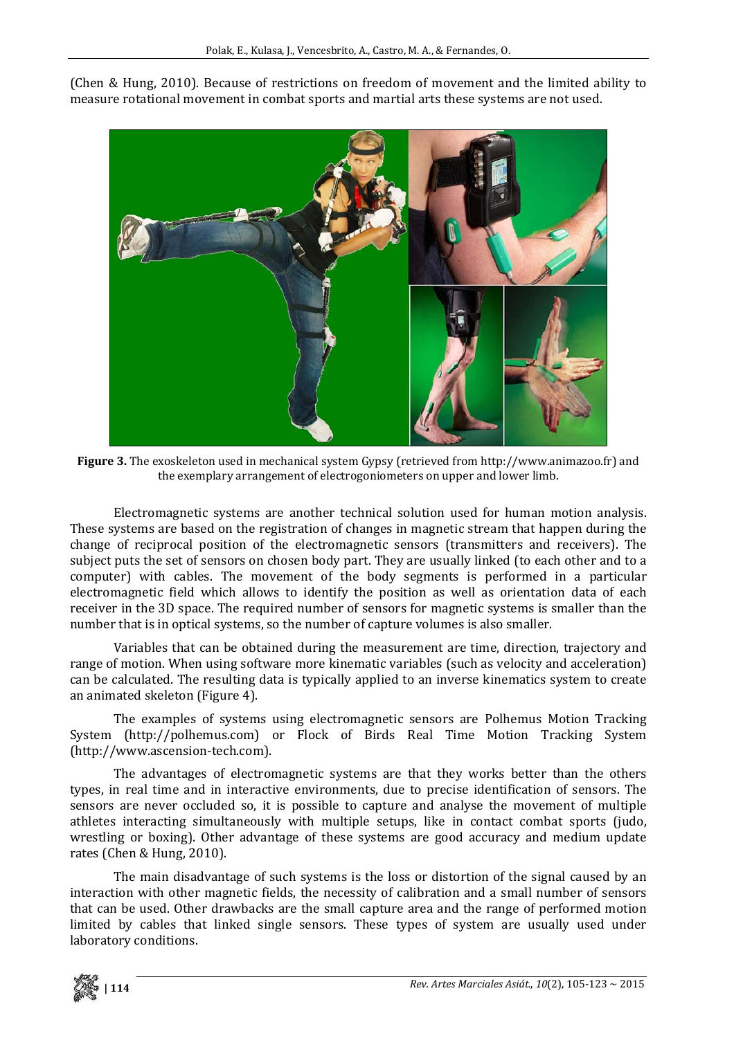(Chen & Hung, 2010). Because of restrictions on freedom of movement and the limited ability to measure rotational movement in combat sports and martial arts these systems are not used.

**Figure 3.** The exoskeleton used in mechanical system Gypsy (retrieved from http://www.animazoo.fr) and the exemplary arrangement of electrogoniometers on upper and lower limb.

Electromagnetic systems are another technical solution used for human motion analysis. These systems are based on the registration of changes in magnetic stream that happen during the change of reciprocal position of the electromagnetic sensors (transmitters and receivers). The subject puts the set of sensors on chosen body part. They are usually linked (to each other and to a computer) with cables. The movement of the body segments is performed in a particular electromagnetic field which allows to identify the position as well as orientation data of each receiver in the 3D space. The required number of sensors for magnetic systems is smaller than the number that is in optical systems, so the number of capture volumes is also smaller.

Variables that can be obtained during the measurement are time, direction, trajectory and range of motion. When using software more kinematic variables (such as velocity and acceleration) can be calculated. The resulting data is typically applied to an inverse kinematics system to create an animated skeleton (Figure 4).

The examples of systems using electromagnetic sensors are Polhemus Motion Tracking System (http://polhemus.com) or Flock of Birds Real Time Motion Tracking System (http://www.ascension-tech.com).

The advantages of electromagnetic systems are that they works better than the others types, in real time and in interactive environments, due to precise identification of sensors. The sensors are never occluded so, it is possible to capture and analyse the movement of multiple athletes interacting simultaneously with multiple setups, like in contact combat sports (judo, wrestling or boxing). Other advantage of these systems are good accuracy and medium update rates (Chen & Hung, 2010).

The main disadvantage of such systems is the loss or distortion of the signal caused by an interaction with other magnetic fields, the necessity of calibration and a small number of sensors that can be used. Other drawbacks are the small capture area and the range of performed motion limited by cables that linked single sensors. These types of system are usually used under laboratory conditions.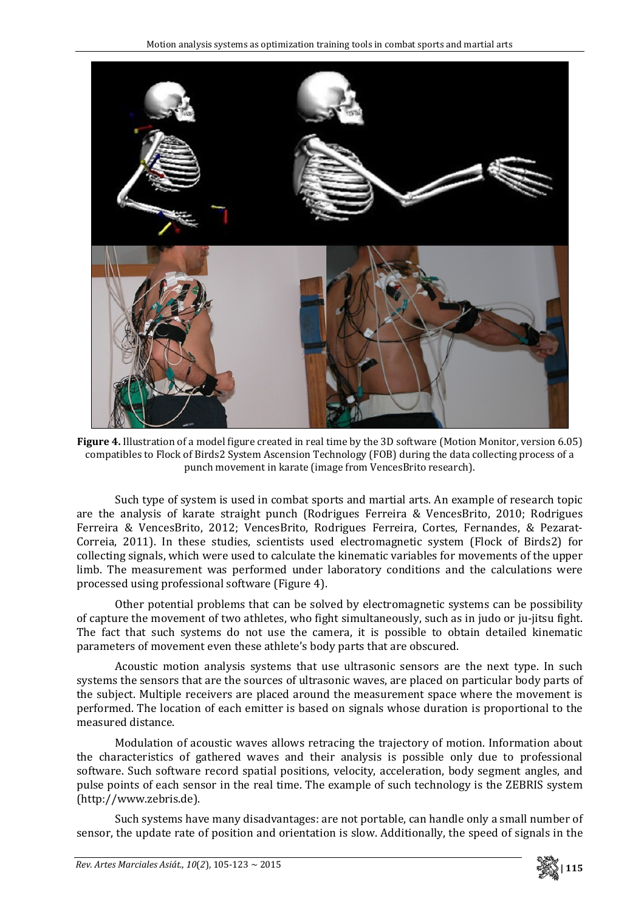**Figure 4.** Illustration of a model figure created in real time by the 3D software (Motion Monitor, version 6.05) compatibles to Flock of Birds2 System Ascension Technology (FOB) during the data collecting process of a punch movement in karate (image from VencesBrito research).

Such type of system is used in combat sports and martial arts. An example of research topic are the analysis of karate straight punch (Rodrigues Ferreira & VencesBrito, 2010; Rodrigues Ferreira & VencesBrito, 2012; VencesBrito, Rodrigues Ferreira, Cortes, Fernandes, & Pezarat-Correia, 2011). In these studies, scientists used electromagnetic system (Flock of Birds2) for collecting signals, which were used to calculate the kinematic variables for movements of the upper limb. The measurement was performed under laboratory conditions and the calculations were processed using professional software (Figure 4).

Other potential problems that can be solved by electromagnetic systems can be possibility of capture the movement of two athletes, who fight simultaneously, such as in judo or ju-jitsu fight. The fact that such systems do not use the camera, it is possible to obtain detailed kinematic parameters of movement even these athlete's body parts that are obscured.

Acoustic motion analysis systems that use ultrasonic sensors are the next type. In such systems the sensors that are the sources of ultrasonic waves, are placed on particular body parts of the subject. Multiple receivers are placed around the measurement space where the movement is performed. The location of each emitter is based on signals whose duration is proportional to the measured distance.

Modulation of acoustic waves allows retracing the trajectory of motion. Information about the characteristics of gathered waves and their analysis is possible only due to professional software. Such software record spatial positions, velocity, acceleration, body segment angles, and pulse points of each sensor in the real time. The example of such technology is the ZEBRIS system (http://www.zebris.de).

Such systems have many disadvantages: are not portable, can handle only a small number of sensor, the update rate of position and orientation is slow. Additionally, the speed of signals in the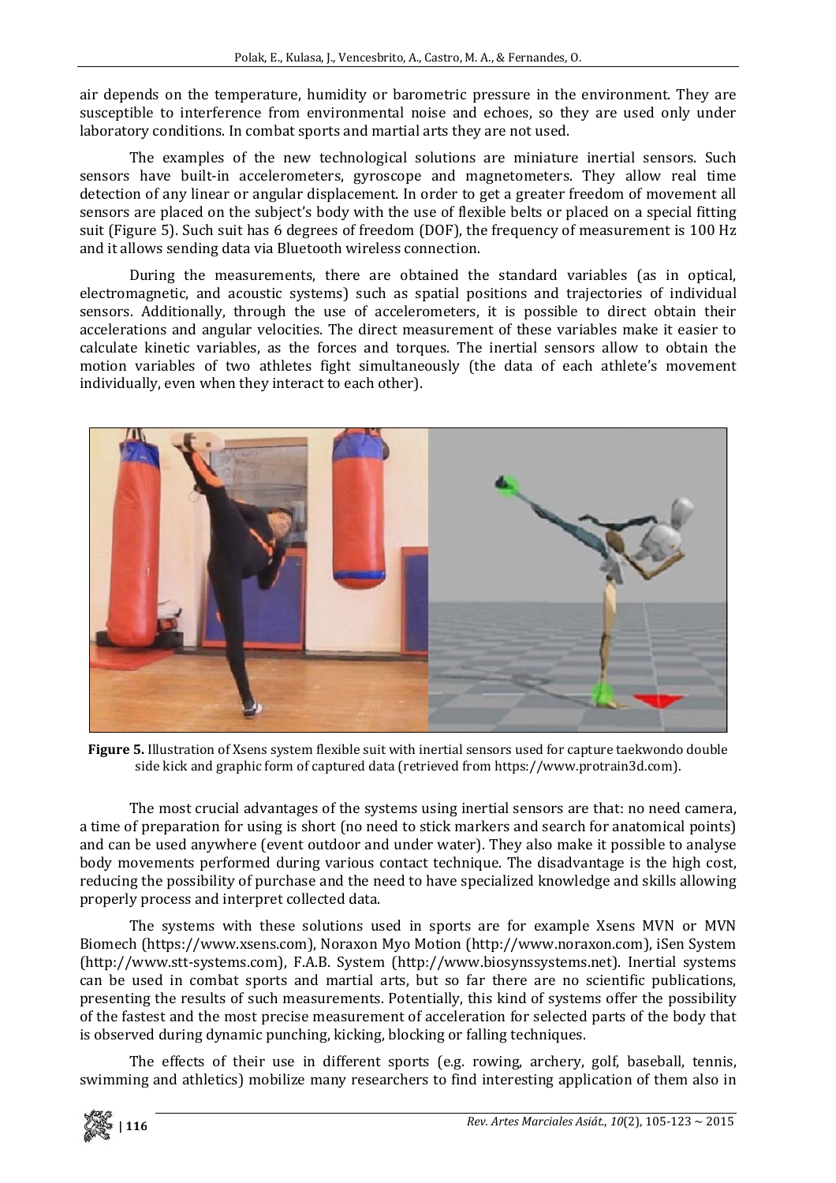air depends on the temperature, humidity or barometric pressure in the environment. They are susceptible to interference from environmental noise and echoes, so they are used only under laboratory conditions. In combat sports and martial arts they are not used.

The examples of the new technological solutions are miniature inertial sensors. Such sensors have built-in accelerometers, gyroscope and magnetometers. They allow real time detection of any linear or angular displacement. In order to get a greater freedom of movement all sensors are placed on the subject's body with the use of flexible belts or placed on a special fitting suit (Figure 5). Such suit has 6 degrees of freedom (DOF), the frequency of measurement is 100 Hz and it allows sending data via Bluetooth wireless connection.

During the measurements, there are obtained the standard variables (as in optical, electromagnetic, and acoustic systems) such as spatial positions and trajectories of individual sensors. Additionally, through the use of accelerometers, it is possible to direct obtain their accelerations and angular velocities. The direct measurement of these variables make it easier to calculate kinetic variables, as the forces and torques. The inertial sensors allow to obtain the motion variables of two athletes fight simultaneously (the data of each athlete's movement individually, even when they interact to each other).

**Figure 5.** Illustration of Xsens system flexible suit with inertial sensors used for capture taekwondo double side kick and graphic form of captured data (retrieved from https://www.protrain3d.com).

The most crucial advantages of the systems using inertial sensors are that: no need camera, a time of preparation for using is short (no need to stick markers and search for anatomical points) and can be used anywhere (event outdoor and under water). They also make it possible to analyse body movements performed during various contact technique. The disadvantage is the high cost, reducing the possibility of purchase and the need to have specialized knowledge and skills allowing properly process and interpret collected data.

The systems with these solutions used in sports are for example Xsens MVN or MVN Biomech (https://www.xsens.com), Noraxon Myo Motion (http://www.noraxon.com), iSen System (http://www.stt-systems.com), F.A.B. System (http://www.biosynssystems.net). Inertial systems can be used in combat sports and martial arts, but so far there are no scientific publications, presenting the results of such measurements. Potentially, this kind of systems offer the possibility of the fastest and the most precise measurement of acceleration for selected parts of the body that is observed during dynamic punching, kicking, blocking or falling techniques.

The effects of their use in different sports (e.g. rowing, archery, golf, baseball, tennis, swimming and athletics) mobilize many researchers to find interesting application of them also in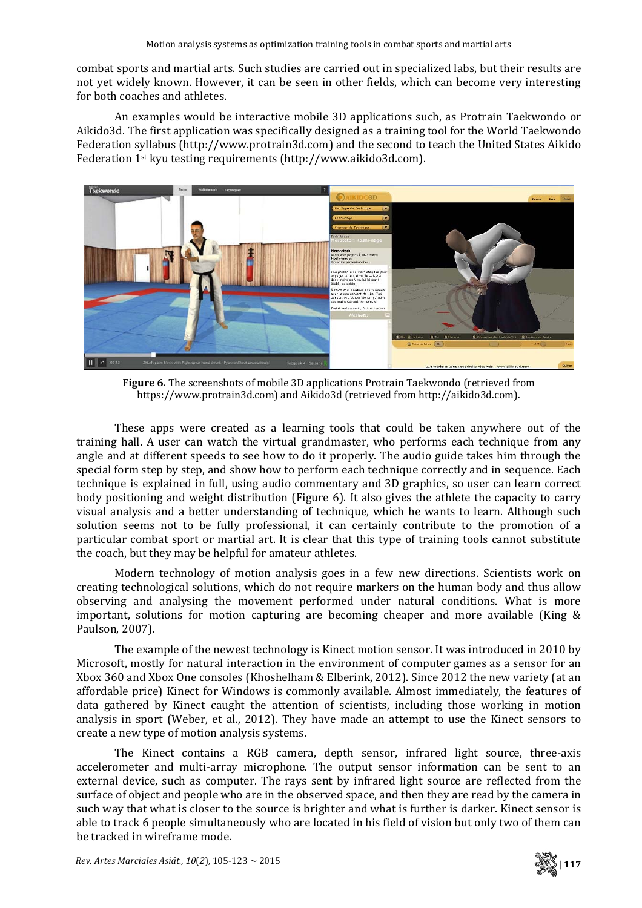combat sports and martial arts. Such studies are carried out in specialized labs, but their results are not yet widely known. However, it can be seen in other fields, which can become very interesting for both coaches and athletes.

An examples would be interactive mobile 3D applications such, as Protrain Taekwondo or Aikido3d. The first application was specifically designed as a training tool for the World Taekwondo Federation syllabus (http://www.protrain3d.com) and the second to teach the United States Aikido Federation 1st kyu testing requirements (http://www.aikido3d.com).

**Figure 6.** The screenshots of mobile 3D applications Protrain Taekwondo (retrieved from https://www.protrain3d.com) and Aikido3d (retrieved from http://aikido3d.com).

These apps were created as a learning tools that could be taken anywhere out of the training hall. A user can watch the virtual grandmaster, who performs each technique from any angle and at different speeds to see how to do it properly. The audio guide takes him through the special form step by step, and show how to perform each technique correctly and in sequence. Each technique is explained in full, using audio commentary and 3D graphics, so user can learn correct body positioning and weight distribution (Figure 6). It also gives the athlete the capacity to carry visual analysis and a better understanding of technique, which he wants to learn. Although such solution seems not to be fully professional, it can certainly contribute to the promotion of a particular combat sport or martial art. It is clear that this type of training tools cannot substitute the coach, but they may be helpful for amateur athletes.

Modern technology of motion analysis goes in a few new directions. Scientists work on creating technological solutions, which do not require markers on the human body and thus allow observing and analysing the movement performed under natural conditions. What is more important, solutions for motion capturing are becoming cheaper and more available (King & Paulson, 2007).

The example of the newest technology is Kinect motion sensor. It was introduced in 2010 by Microsoft, mostly for natural interaction in the environment of computer games as a sensor for an Xbox 360 and Xbox One consoles (Khoshelham & Elberink, 2012). Since 2012 the new variety (at an affordable price) Kinect for Windows is commonly available. Almost immediately, the features of data gathered by Kinect caught the attention of scientists, including those working in motion analysis in sport (Weber, et al., 2012). They have made an attempt to use the Kinect sensors to create a new type of motion analysis systems.

The Kinect contains a RGB camera, depth sensor, infrared light source, three-axis accelerometer and multi-array microphone. The output sensor information can be sent to an external device, such as computer. The rays sent by infrared light source are reflected from the surface of object and people who are in the observed space, and then they are read by the camera in such way that what is closer to the source is brighter and what is further is darker. Kinect sensor is able to track 6 people simultaneously who are located in his field of vision but only two of them can be tracked in wireframe mode.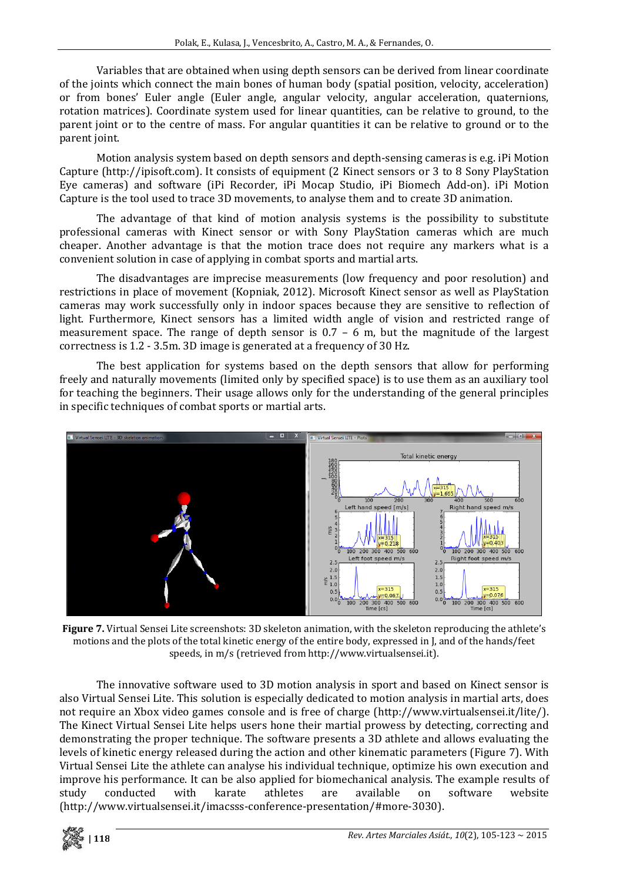Variables that are obtained when using depth sensors can be derived from linear coordinate of the joints which connect the main bones of human body (spatial position, velocity, acceleration) or from bones' Euler angle (Euler angle, angular velocity, angular acceleration, quaternions, rotation matrices). Coordinate system used for linear quantities, can be relative to ground, to the parent joint or to the centre of mass. For angular quantities it can be relative to ground or to the parent joint.

Motion analysis system based on depth sensors and depth-sensing cameras is e.g. iPi Motion Capture (http://ipisoft.com). It consists of equipment (2 Kinect sensors or 3 to 8 Sony PlayStation Eye cameras) and software (iPi Recorder, iPi Mocap Studio, iPi Biomech Add-on). iPi Motion Capture is the tool used to trace 3D movements, to analyse them and to create 3D animation.

The advantage of that kind of motion analysis systems is the possibility to substitute professional cameras with Kinect sensor or with Sony PlayStation cameras which are much cheaper. Another advantage is that the motion trace does not require any markers what is a convenient solution in case of applying in combat sports and martial arts.

The disadvantages are imprecise measurements (low frequency and poor resolution) and restrictions in place of movement (Kopniak, 2012). Microsoft Kinect sensor as well as PlayStation cameras may work successfully only in indoor spaces because they are sensitive to reflection of light. Furthermore, Kinect sensors has a limited width angle of vision and restricted range of measurement space. The range of depth sensor is 0.7 – 6 m, but the magnitude of the largest correctness is 1.2 - 3.5m. 3D image is generated at a frequency of 30 Hz.

The best application for systems based on the depth sensors that allow for performing freely and naturally movements (limited only by specified space) is to use them as an auxiliary tool for teaching the beginners. Their usage allows only for the understanding of the general principles in specific techniques of combat sports or martial arts.

**Figure 7.** Virtual Sensei Lite screenshots: 3D skeleton animation, with the skeleton reproducing the athlete's motions and the plots of the total kinetic energy of the entire body, expressed in J, and of the hands/feet speeds, in m/s (retrieved from http://www.virtualsensei.it).

The innovative software used to 3D motion analysis in sport and based on Kinect sensor is also Virtual Sensei Lite. This solution is especially dedicated to motion analysis in martial arts, does not require an Xbox video games console and is free of charge (http://www.virtualsensei.it/lite/). The Kinect Virtual Sensei Lite helps users hone their martial prowess by detecting, correcting and demonstrating the proper technique. The software presents a 3D athlete and allows evaluating the levels of kinetic energy released during the action and other kinematic parameters (Figure 7). With Virtual Sensei Lite the athlete can analyse his individual technique, optimize his own execution and improve his performance. It can be also applied for biomechanical analysis. The example results of study conducted with karate athletes are available on software website (http://www.virtualsensei.it/imacsss-conference-presentation/#more-3030).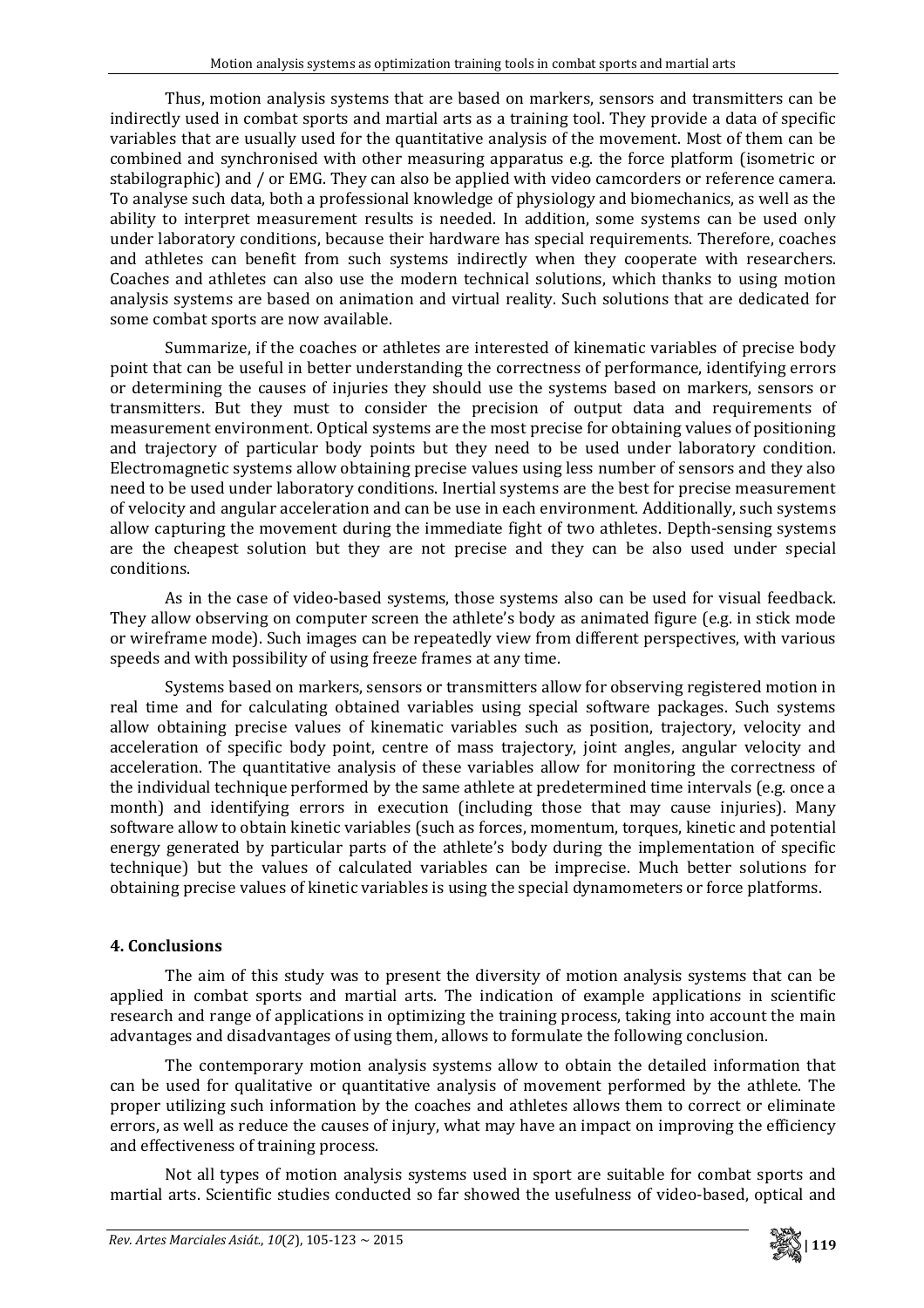Thus, motion analysis systems that are based on markers, sensors and transmitters can be indirectly used in combat sports and martial arts as a training tool. They provide a data of specific variables that are usually used for the quantitative analysis of the movement. Most of them can be combined and synchronised with other measuring apparatus e.g. the force platform (isometric or stabilographic) and / or EMG. They can also be applied with video camcorders or reference camera. To analyse such data, both a professional knowledge of physiology and biomechanics, as well as the ability to interpret measurement results is needed. In addition, some systems can be used only under laboratory conditions, because their hardware has special requirements. Therefore, coaches and athletes can benefit from such systems indirectly when they cooperate with researchers. Coaches and athletes can also use the modern technical solutions, which thanks to using motion analysis systems are based on animation and virtual reality. Such solutions that are dedicated for some combat sports are now available.

Summarize, if the coaches or athletes are interested of kinematic variables of precise body point that can be useful in better understanding the correctness of performance, identifying errors or determining the causes of injuries they should use the systems based on markers, sensors or transmitters. But they must to consider the precision of output data and requirements of measurement environment. Optical systems are the most precise for obtaining values of positioning and trajectory of particular body points but they need to be used under laboratory condition. Electromagnetic systems allow obtaining precise values using less number of sensors and they also need to be used under laboratory conditions. Inertial systems are the best for precise measurement of velocity and angular acceleration and can be use in each environment. Additionally, such systems allow capturing the movement during the immediate fight of two athletes. Depth-sensing systems are the cheapest solution but they are not precise and they can be also used under special conditions.

As in the case of video-based systems, those systems also can be used for visual feedback. They allow observing on computer screen the athlete's body as animated figure (e.g. in stick mode or wireframe mode). Such images can be repeatedly view from different perspectives, with various speeds and with possibility of using freeze frames at any time.

Systems based on markers, sensors or transmitters allow for observing registered motion in real time and for calculating obtained variables using special software packages. Such systems allow obtaining precise values of kinematic variables such as position, trajectory, velocity and acceleration of specific body point, centre of mass trajectory, joint angles, angular velocity and acceleration. The quantitative analysis of these variables allow for monitoring the correctness of the individual technique performed by the same athlete at predetermined time intervals (e.g. once a month) and identifying errors in execution (including those that may cause injuries). Many software allow to obtain kinetic variables (such as forces, momentum, torques, kinetic and potential energy generated by particular parts of the athlete's body during the implementation of specific technique) but the values of calculated variables can be imprecise. Much better solutions for obtaining precise values of kinetic variables is using the special dynamometers or force platforms.

## 4. Conclusions

The aim of this study was to present the diversity of motion analysis systems that can be applied in combat sports and martial arts. The indication of example applications in scientific research and range of applications in optimizing the training process, taking into account the main advantages and disadvantages of using them, allows to formulate the following conclusion.

The contemporary motion analysis systems allow to obtain the detailed information that can be used for qualitative or quantitative analysis of movement performed by the athlete. The proper utilizing such information by the coaches and athletes allows them to correct or eliminate errors, as well as reduce the causes of injury, what may have an impact on improving the efficiency and effectiveness of training process.

Not all types of motion analysis systems used in sport are suitable for combat sports and martial arts. Scientific studies conducted so far showed the usefulness of video-based, optical and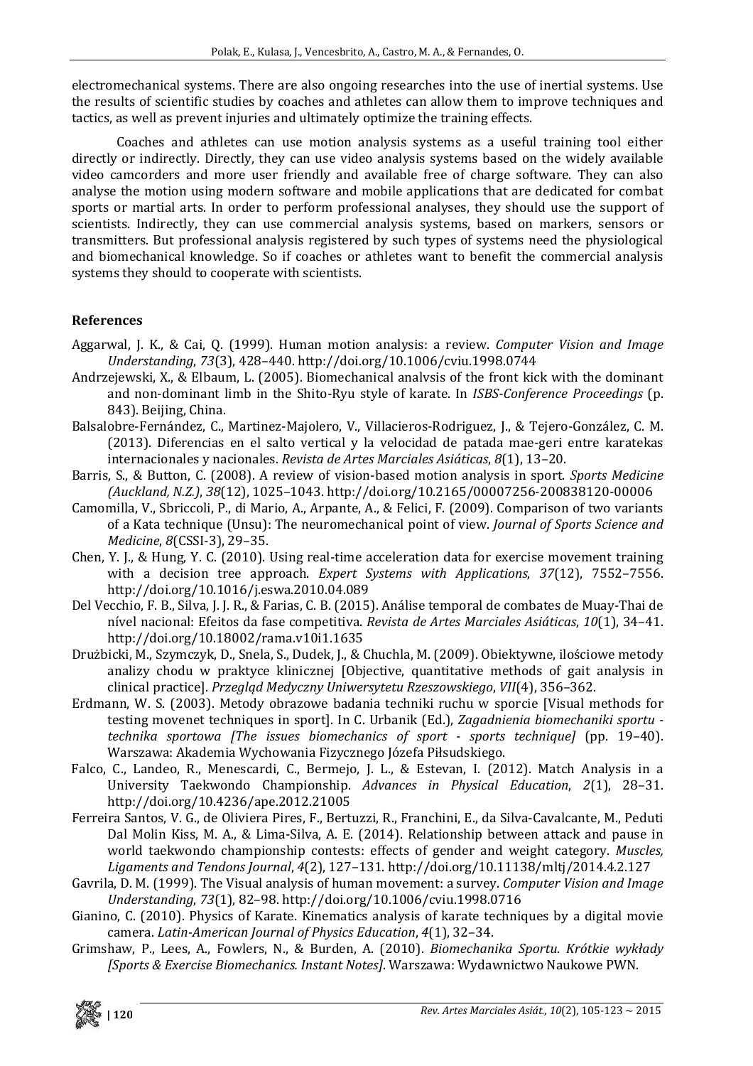electromechanical systems. There are also ongoing researches into the use of inertial systems. Use the results of scientific studies by coaches and athletes can allow them to improve techniques and tactics, as well as prevent injuries and ultimately optimize the training effects.

Coaches and athletes can use motion analysis systems as a useful training tool either directly or indirectly. Directly, they can use video analysis systems based on the widely available video camcorders and more user friendly and available free of charge software. They can also analyse the motion using modern software and mobile applications that are dedicated for combat sports or martial arts. In order to perform professional analyses, they should use the support of scientists. Indirectly, they can use commercial analysis systems, based on markers, sensors or transmitters. But professional analysis registered by such types of systems need the physiological and biomechanical knowledge. So if coaches or athletes want to benefit the commercial analysis systems they should to cooperate with scientists.

## References

Aggarwal, J. K., & Cai, Q. (1999). Human motion analysis: a review. *Computer Vision and Image Understanding*, *73*(3), 428–440. http://doi.org/10.1006/cviu.1998.0744

Andrzejewski, X., & Elbaum, L. (2005). Biomechanical analvsis of the front kick with the dominant and non-dominant limb in the Shito-Ryu style of karate. In *ISBS-Conference Proceedings* (p. 843). Beijing, China.

Balsalobre-Fernández, C., Martinez-Majolero, V., Villacieros-Rodriguez, J., & Tejero-González, C. M. (2013). Diferencias en el salto vertical y la velocidad de patada mae-geri entre karatekas internacionales y nacionales. *Revista de Artes Marciales Asiáticas*, *8*(1), 13–20.

Barris, S., & Button, C. (2008). A review of vision-based motion analysis in sport. *Sports Medicine (Auckland, N.Z.)*, *38*(12), 1025–1043. http://doi.org/10.2165/00007256-200838120-00006

Camomilla, V., Sbriccoli, P., di Mario, A., Arpante, A., & Felici, F. (2009). Comparison of two variants of a Kata technique (Unsu): The neuromechanical point of view. *Journal of Sports Science and Medicine*, *8*(CSSI-3), 29–35.

Chen, Y. J., & Hung, Y. C. (2010). Using real-time acceleration data for exercise movement training with a decision tree approach. *Expert Systems with Applications*, *37*(12), 7552–7556. http://doi.org/10.1016/j.eswa.2010.04.089

Del Vecchio, F. B., Silva, J. J. R., & Farias, C. B. (2015). Análise temporal de combates de Muay-Thai de nível nacional: Efeitos da fase competitiva. *Revista de Artes Marciales Asiáticas*, *10*(1), 34–41. http://doi.org/10.18002/rama.v10i1.1635

Drużbicki, M., Szymczyk, D., Snela, S., Dudek, J., & Chuchla, M. (2009). Obiektywne, ilościowe metody analizy chodu w praktyce klinicznej [Objective, quantitative methods of gait analysis in clinical practice]. *Przegląd Medyczny Uniwersytetu Rzeszowskiego*, *VII*(4), 356–362.

Erdmann, W. S. (2003). Metody obrazowe badania techniki ruchu w sporcie [Visual methods for testing movenet techniques in sport]. In C. Urbanik (Ed.), *Zagadnienia biomechaniki sportu - technika sportowa [The issues biomechanics of sport - sports technique]* (pp. 19–40). Warszawa: Akademia Wychowania Fizycznego Józefa Piłsudskiego.

Falco, C., Landeo, R., Menescardi, C., Bermejo, J. L., & Estevan, I. (2012). Match Analysis in a University Taekwondo Championship. *Advances in Physical Education*, *2*(1), 28–31. http://doi.org/10.4236/ape.2012.21005

Ferreira Santos, V. G., de Oliviera Pires, F., Bertuzzi, R., Franchini, E., da Silva-Cavalcante, M., Peduti Dal Molin Kiss, M. A., & Lima-Silva, A. E. (2014). Relationship between attack and pause in world taekwondo championship contests: effects of gender and weight category. *Muscles, Ligaments and Tendons Journal*, *4*(2), 127–131. http://doi.org/10.11138/mltj/2014.4.2.127

Gavrila, D. M. (1999). The Visual analysis of human movement: a survey. *Computer Vision and Image Understanding*, *73*(1), 82–98. http://doi.org/10.1006/cviu.1998.0716

Gianino, C. (2010). Physics of Karate. Kinematics analysis of karate techniques by a digital movie camera. *Latin-American Journal of Physics Education*, *4*(1), 32–34.

Grimshaw, P., Lees, A., Fowlers, N., & Burden, A. (2010). *Biomechanika Sportu. Krótkie wykłady [Sports & Exercise Biomechanics. Instant Notes]*. Warszawa: Wydawnictwo Naukowe PWN.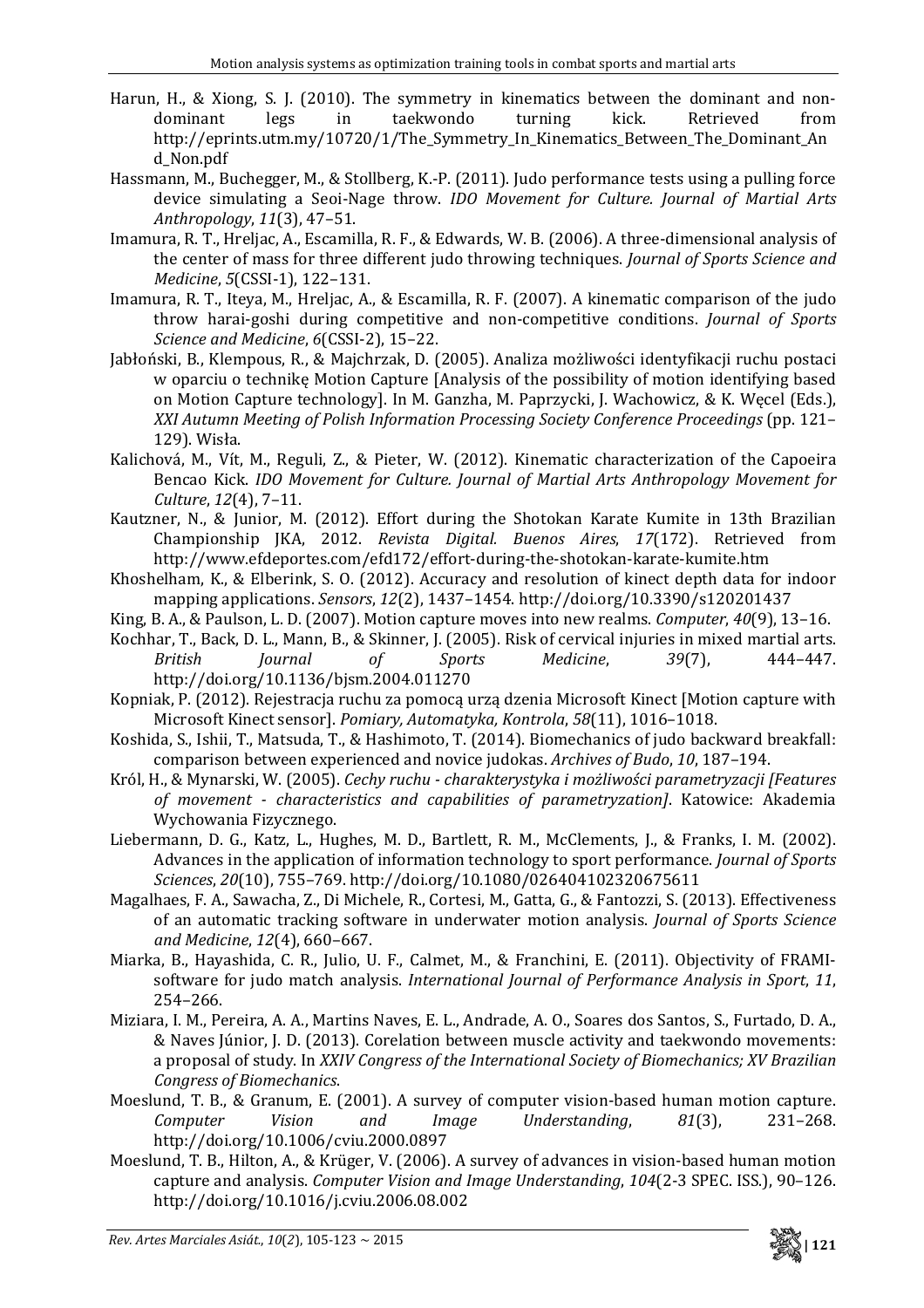Harun, H., & Xiong, S. J. (2010). The symmetry in kinematics between the dominant and non-dominant legs in taekwondo turning kick. Retrieved from http://eprints.utm.my/10720/1/The_Symmetry_In_Kinematics_Between_The_Dominant_And_Non.pdf

Hassmann, M., Buchegger, M., & Stollberg, K.-P. (2011). Judo performance tests using a pulling force device simulating a Seoi-Nage throw. *IDO Movement for Culture. Journal of Martial Arts Anthropology*, *11*(3), 47–51.

Imamura, R. T., Hreljac, A., Escamilla, R. F., & Edwards, W. B. (2006). A three-dimensional analysis of the center of mass for three different judo throwing techniques. *Journal of Sports Science and Medicine*, *5*(CSSI-1), 122–131.

Imamura, R. T., Iteya, M., Hreljac, A., & Escamilla, R. F. (2007). A kinematic comparison of the judo throw harai-goshi during competitive and non-competitive conditions. *Journal of Sports Science and Medicine*, *6*(CSSI-2), 15–22.

Jabłoński, B., Klempous, R., & Majchrzak, D. (2005). Analiza możliwości identyfikacji ruchu postaci w oparciu o technikę Motion Capture [Analysis of the possibility of motion identifying based on Motion Capture technology]. In M. Ganzha, M. Paprzycki, J. Wachowicz, & K. Węcel (Eds.), *XXI Autumn Meeting of Polish Information Processing Society Conference Proceedings* (pp. 121–129). Wisła.

Kalichová, M., Vít, M., Reguli, Z., & Pieter, W. (2012). Kinematic characterization of the Capoeira Bencao Kick. *IDO Movement for Culture. Journal of Martial Arts Anthropology Movement for Culture*, *12*(4), 7–11.

Kautzner, N., & Junior, M. (2012). Effort during the Shotokan Karate Kumite in 13th Brazilian Championship JKA, 2012. *Revista Digital. Buenos Aires*, *17*(172). Retrieved from http://www.efdeportes.com/efd172/effort-during-the-shotokan-karate-kumite.htm

Khoshelham, K., & Elberink, S. O. (2012). Accuracy and resolution of kinect depth data for indoor mapping applications. *Sensors*, *12*(2), 1437–1454. http://doi.org/10.3390/s120201437

King, B. A., & Paulson, L. D. (2007). Motion capture moves into new realms. *Computer*, *40*(9), 13–16.

Kochhar, T., Back, D. L., Mann, B., & Skinner, J. (2005). Risk of cervical injuries in mixed martial arts. *British Journal of Sports Medicine*, *39*(7), 444–447. http://doi.org/10.1136/bjsm.2004.011270

Kopniak, P. (2012). Rejestracja ruchu za pomocą urzą dzenia Microsoft Kinect [Motion capture with Microsoft Kinect sensor]. *Pomiary, Automatyka, Kontrola*, *58*(11), 1016–1018.

Koshida, S., Ishii, T., Matsuda, T., & Hashimoto, T. (2014). Biomechanics of judo backward breakfall: comparison between experienced and novice judokas. *Archives of Budo*, *10*, 187–194.

Król, H., & Mynarski, W. (2005). *Cechy ruchu - charakterystyka i możliwości parametryzacji [Features of movement - characteristics and capabilities of parametryzation]*. Katowice: Akademia Wychowania Fizycznego.

Liebermann, D. G., Katz, L., Hughes, M. D., Bartlett, R. M., McClements, J., & Franks, I. M. (2002). Advances in the application of information technology to sport performance. *Journal of Sports Sciences*, *20*(10), 755–769. http://doi.org/10.1080/026404102320675611

Magalhaes, F. A., Sawacha, Z., Di Michele, R., Cortesi, M., Gatta, G., & Fantozzi, S. (2013). Effectiveness of an automatic tracking software in underwater motion analysis. *Journal of Sports Science and Medicine*, *12*(4), 660–667.

Miarka, B., Hayashida, C. R., Julio, U. F., Calmet, M., & Franchini, E. (2011). Objectivity of FRAMI-software for judo match analysis. *International Journal of Performance Analysis in Sport*, *11*, 254–266.

Miziara, I. M., Pereira, A. A., Martins Naves, E. L., Andrade, A. O., Soares dos Santos, S., Furtado, D. A., & Naves Júnior, J. D. (2013). Corelation between muscle activity and taekwondo movements: a proposal of study. In *XXIV Congress of the International Society of Biomechanics; XV Brazilian Congress of Biomechanics*.

Moeslund, T. B., & Granum, E. (2001). A survey of computer vision-based human motion capture. *Computer Vision and Image Understanding*, *81*(3), 231–268. http://doi.org/10.1006/cviu.2000.0897

Moeslund, T. B., Hilton, A., & Krüger, V. (2006). A survey of advances in vision-based human motion capture and analysis. *Computer Vision and Image Understanding*, *104*(2-3 SPEC. ISS.), 90–126. http://doi.org/10.1016/j.cviu.2006.08.002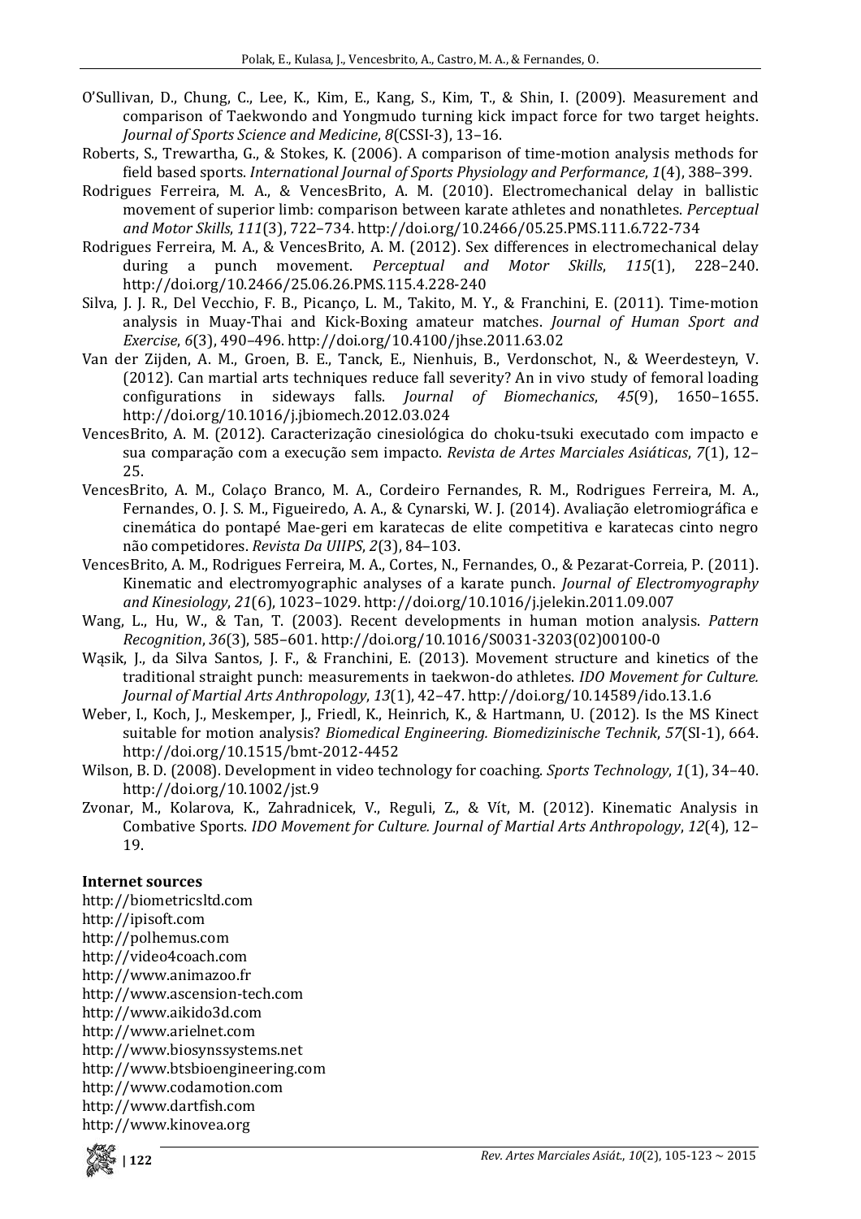O'Sullivan, D., Chung, C., Lee, K., Kim, E., Kang, S., Kim, T., & Shin, I. (2009). Measurement and comparison of Taekwondo and Yongmudo turning kick impact force for two target heights. *Journal of Sports Science and Medicine*, *8*(CSSI-3), 13–16.

Roberts, S., Trewartha, G., & Stokes, K. (2006). A comparison of time-motion analysis methods for field based sports. *International Journal of Sports Physiology and Performance*, *1*(4), 388–399.

Rodrigues Ferreira, M. A., & VencesBrito, A. M. (2010). Electromechanical delay in ballistic movement of superior limb: comparison between karate athletes and nonathletes. *Perceptual and Motor Skills*, *111*(3), 722–734. http://doi.org/10.2466/05.25.PMS.111.6.722-734

Rodrigues Ferreira, M. A., & VencesBrito, A. M. (2012). Sex differences in electromechanical delay during a punch movement. *Perceptual and Motor Skills*, *115*(1), 228–240. http://doi.org/10.2466/25.06.26.PMS.115.4.228-240

Silva, J. J. R., Del Vecchio, F. B., Picanço, L. M., Takito, M. Y., & Franchini, E. (2011). Time-motion analysis in Muay-Thai and Kick-Boxing amateur matches. *Journal of Human Sport and Exercise*, *6*(3), 490–496. http://doi.org/10.4100/jhse.2011.63.02

Van der Zijden, A. M., Groen, B. E., Tanck, E., Nienhuis, B., Verdonschot, N., & Weerdesteyn, V. (2012). Can martial arts techniques reduce fall severity? An in vivo study of femoral loading configurations in sideways falls. *Journal of Biomechanics*, *45*(9), 1650–1655. http://doi.org/10.1016/j.jbiomech.2012.03.024

VencesBrito, A. M. (2012). Caracterização cinesiológica do choku-tsuki executado com impacto e sua comparação com a execução sem impacto. *Revista de Artes Marciales Asiáticas*, *7*(1), 12–25.

VencesBrito, A. M., Colaço Branco, M. A., Cordeiro Fernandes, R. M., Rodrigues Ferreira, M. A., Fernandes, O. J. S. M., Figueiredo, A. A., & Cynarski, W. J. (2014). Avaliação eletromiográfica e cinemática do pontapé Mae-geri em karatecas de elite competitiva e karatecas cinto negro não competidores. *Revista Da UIIPS*, *2*(3), 84–103.

VencesBrito, A. M., Rodrigues Ferreira, M. A., Cortes, N., Fernandes, O., & Pezarat-Correia, P. (2011). Kinematic and electromyographic analyses of a karate punch. *Journal of Electromyography and Kinesiology*, *21*(6), 1023–1029. http://doi.org/10.1016/j.jelekin.2011.09.007

Wang, L., Hu, W., & Tan, T. (2003). Recent developments in human motion analysis. *Pattern Recognition*, *36*(3), 585–601. http://doi.org/10.1016/S0031-3203(02)00100-0

Wąsik, J., da Silva Santos, J. F., & Franchini, E. (2013). Movement structure and kinetics of the traditional straight punch: measurements in taekwon-do athletes. *IDO Movement for Culture. Journal of Martial Arts Anthropology*, *13*(1), 42–47. http://doi.org/10.14589/ido.13.1.6

Weber, I., Koch, J., Meskemper, J., Friedl, K., Heinrich, K., & Hartmann, U. (2012). Is the MS Kinect suitable for motion analysis? *Biomedical Engineering. Biomedizinische Technik*, *57*(SI-1), 664. http://doi.org/10.1515/bmt-2012-4452

Wilson, B. D. (2008). Development in video technology for coaching. *Sports Technology*, *1*(1), 34–40. http://doi.org/10.1002/jst.9

Zvonar, M., Kolarova, K., Zahradnicek, V., Reguli, Z., & Vít, M. (2012). Kinematic Analysis in Combative Sports. *IDO Movement for Culture. Journal of Martial Arts Anthropology*, *12*(4), 12–19.

**Internet sources**

http://biometricsltd.com
http://ipisoft.com
http://polhemus.com
http://video4coach.com
http://www.animazoo.fr
http://www.ascension-tech.com
http://www.aikido3d.com
http://www.arielnet.com
http://www.biosynssystems.net
http://www.btsbioengineering.com
http://www.codamotion.com
http://www.dartfish.com
http://www.kinovea.org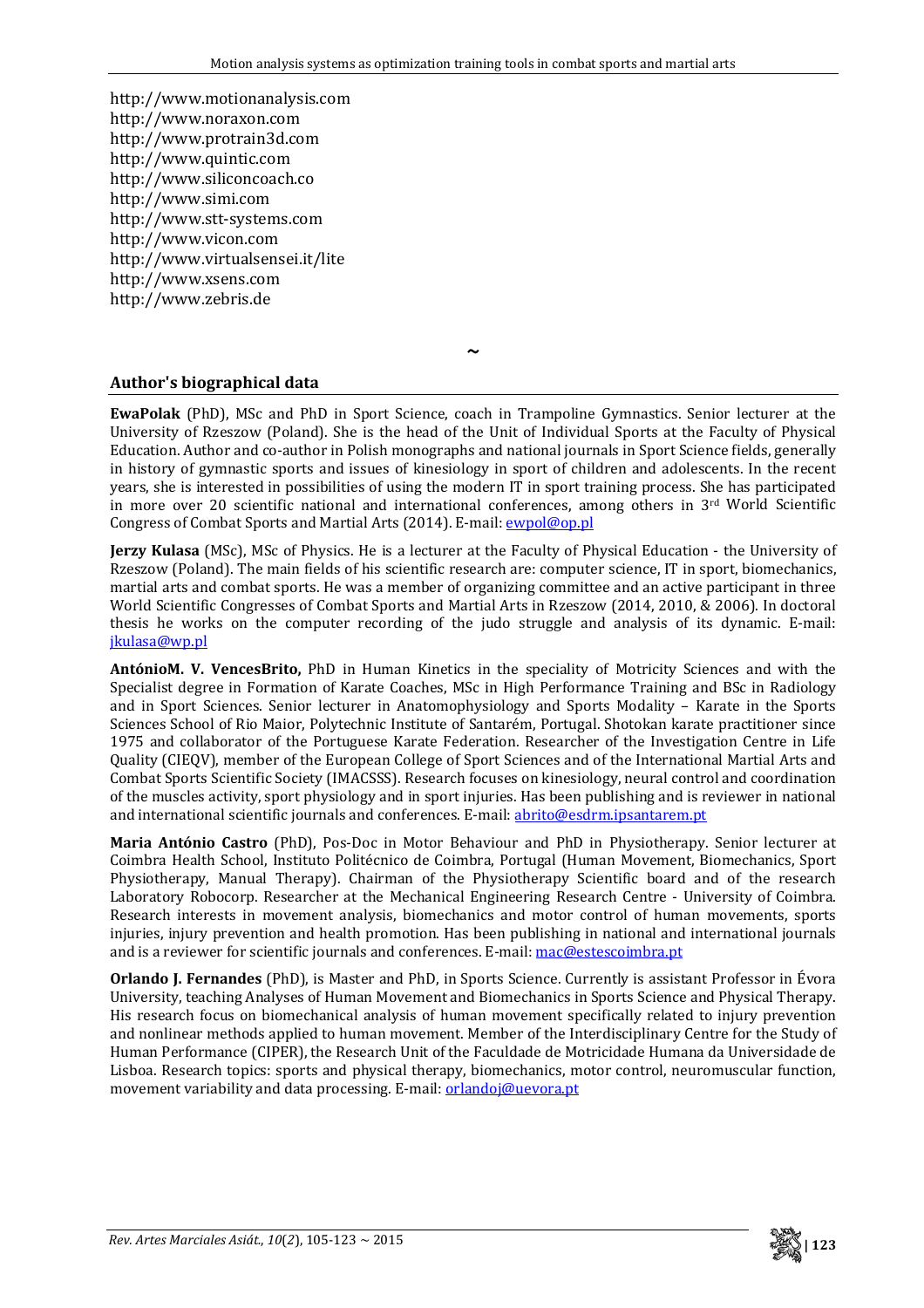http://www.motionanalysis.com
http://www.noraxon.com
http://www.protrain3d.com
http://www.quintic.com
http://www.siliconcoach.co
http://www.simi.com
http://www.stt-systems.com
http://www.vicon.com
http://www.virtualsensei.it/lite
http://www.xsens.com
http://www.zebris.de

~

## Author's biographical data

**EwaPolak** (PhD), MSc and PhD in Sport Science, coach in Trampoline Gymnastics. Senior lecturer at the University of Rzeszow (Poland). She is the head of the Unit of Individual Sports at the Faculty of Physical Education. Author and co-author in Polish monographs and national journals in Sport Science fields, generally in history of gymnastic sports and issues of kinesiology in sport of children and adolescents. In the recent years, she is interested in possibilities of using the modern IT in sport training process. She has participated in more over 20 scientific national and international conferences, among others in 3rd World Scientific Congress of Combat Sports and Martial Arts (2014). E-mail: ewpol@op.pl

**Jerzy Kulasa** (MSc), MSc of Physics. He is a lecturer at the Faculty of Physical Education - the University of Rzeszow (Poland). The main fields of his scientific research are: computer science, IT in sport, biomechanics, martial arts and combat sports. He was a member of organizing committee and an active participant in three World Scientific Congresses of Combat Sports and Martial Arts in Rzeszow (2014, 2010, & 2006). In doctoral thesis he works on the computer recording of the judo struggle and analysis of its dynamic. E-mail: jkulasa@wp.pl

**AntónioM. V. VencesBrito,** PhD in Human Kinetics in the speciality of Motricity Sciences and with the Specialist degree in Formation of Karate Coaches, MSc in High Performance Training and BSc in Radiology and in Sport Sciences. Senior lecturer in Anatomophysiology and Sports Modality – Karate in the Sports Sciences School of Rio Maior, Polytechnic Institute of Santarém, Portugal. Shotokan karate practitioner since 1975 and collaborator of the Portuguese Karate Federation. Researcher of the Investigation Centre in Life Quality (CIEQV), member of the European College of Sport Sciences and of the International Martial Arts and Combat Sports Scientific Society (IMACSSS). Research focuses on kinesiology, neural control and coordination of the muscles activity, sport physiology and in sport injuries. Has been publishing and is reviewer in national and international scientific journals and conferences. E-mail: abrito@esdrm.ipsantarem.pt

**Maria António Castro** (PhD), Pos-Doc in Motor Behaviour and PhD in Physiotherapy. Senior lecturer at Coimbra Health School, Instituto Politécnico de Coimbra, Portugal (Human Movement, Biomechanics, Sport Physiotherapy, Manual Therapy). Chairman of the Physiotherapy Scientific board and of the research Laboratory Robocorp. Researcher at the Mechanical Engineering Research Centre - University of Coimbra. Research interests in movement analysis, biomechanics and motor control of human movements, sports injuries, injury prevention and health promotion. Has been publishing in national and international journals and is a reviewer for scientific journals and conferences. E-mail: mac@estescoimbra.pt

**Orlando J. Fernandes** (PhD), is Master and PhD, in Sports Science. Currently is assistant Professor in Évora University, teaching Analyses of Human Movement and Biomechanics in Sports Science and Physical Therapy. His research focus on biomechanical analysis of human movement specifically related to injury prevention and nonlinear methods applied to human movement. Member of the Interdisciplinary Centre for the Study of Human Performance (CIPER), the Research Unit of the Faculdade de Motricidade Humana da Universidade de Lisboa. Research topics: sports and physical therapy, biomechanics, motor control, neuromuscular function, movement variability and data processing. E-mail: orlandoj@uevora.pt